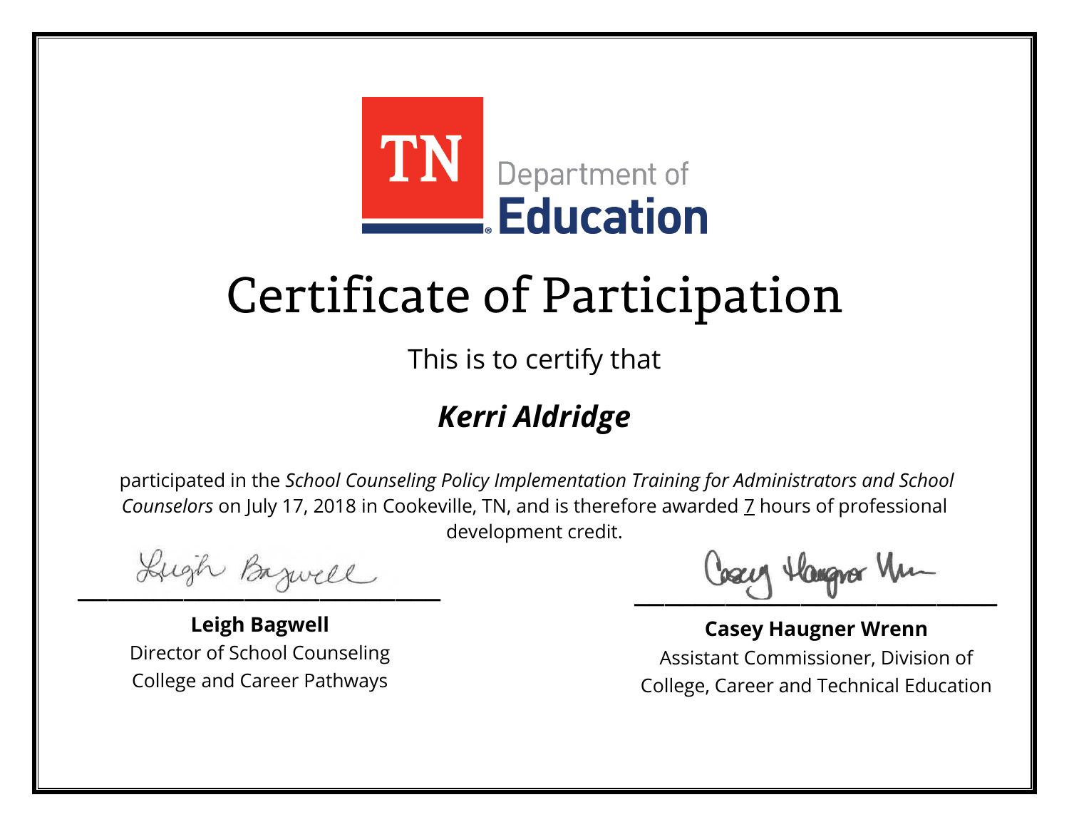TN Department of Education

# Certificate of Participation

This is to certify that

## *Kerri Aldridge*

participated in the *School Counseling Policy Implementation Training for Administrators and School Counselors* on July 17, 2018 in Cookeville, TN, and is therefore awarded 7 hours of professional development credit.

**Leigh Bagwell**
Director of School Counseling
College and Career Pathways

**Casey Haugner Wrenn**
Assistant Commissioner, Division of
College, Career and Technical Education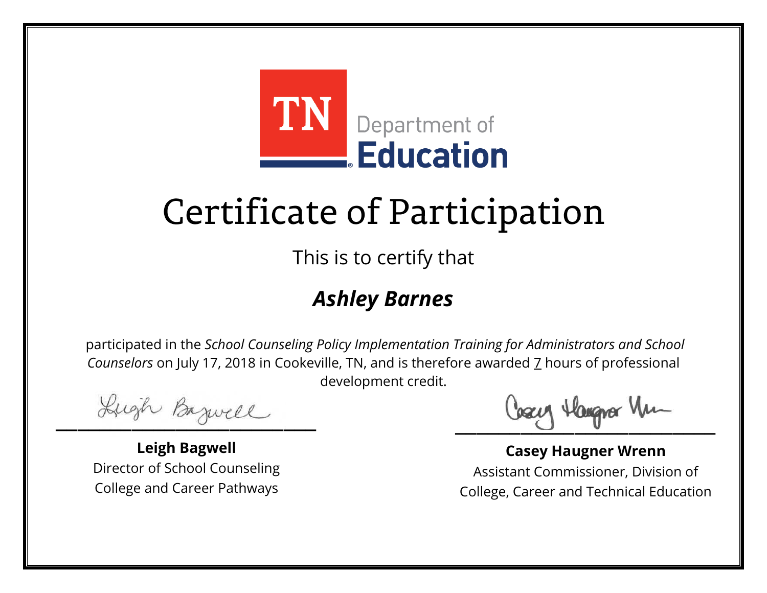TN Department of **Education**

# Certificate of Participation

This is to certify that

## ***Ashley Barnes***

participated in the *School Counseling Policy Implementation Training for Administrators and School Counselors* on July 17, 2018 in Cookeville, TN, and is therefore awarded 7 hours of professional development credit.

**Leigh Bagwell**
Director of School Counseling
College and Career Pathways

**Casey Haugner Wrenn**
Assistant Commissioner, Division of
College, Career and Technical Education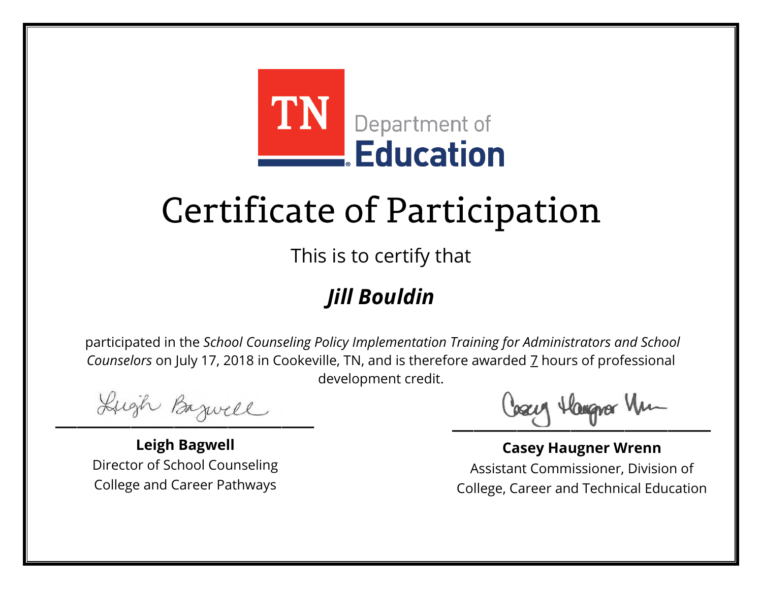TN Department of Education

# Certificate of Participation

This is to certify that

## *Jill Bouldin*

participated in the *School Counseling Policy Implementation Training for Administrators and School Counselors* on July 17, 2018 in Cookeville, TN, and is therefore awarded 7 hours of professional development credit.

**Leigh Bagwell**
Director of School Counseling
College and Career Pathways

**Casey Haugner Wrenn**
Assistant Commissioner, Division of
College, Career and Technical Education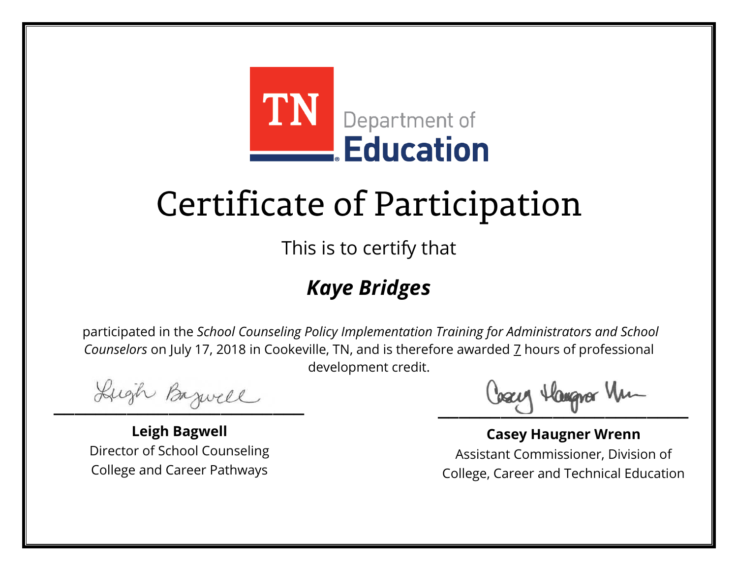TN Department of Education

# Certificate of Participation

This is to certify that

## ***Kaye Bridges***

participated in the *School Counseling Policy Implementation Training for Administrators and School Counselors* on July 17, 2018 in Cookeville, TN, and is therefore awarded 7 hours of professional development credit.

**Leigh Bagwell**
Director of School Counseling
College and Career Pathways

**Casey Haugner Wrenn**
Assistant Commissioner, Division of
College, Career and Technical Education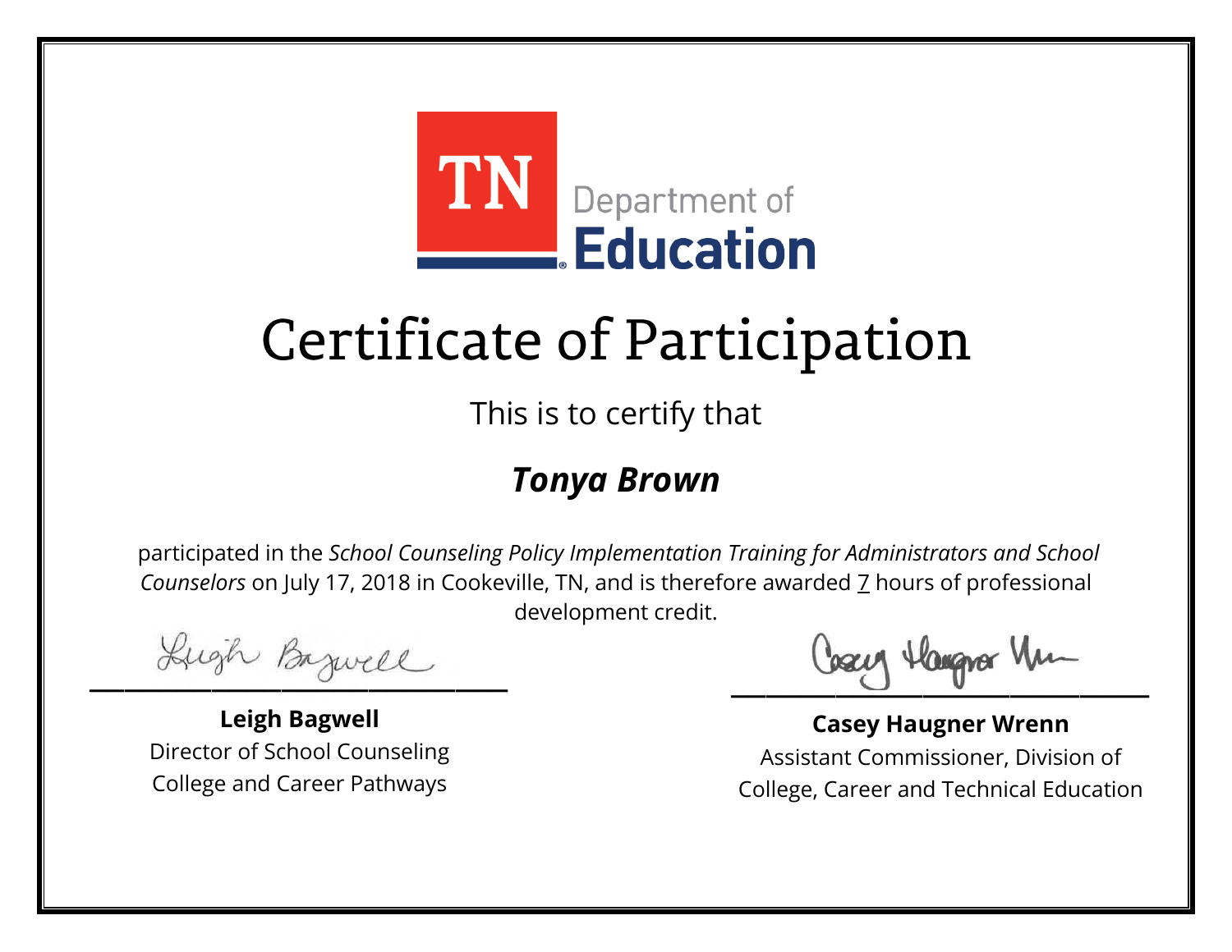TN Department of Education

# Certificate of Participation

This is to certify that

## *Tonya Brown*

participated in the *School Counseling Policy Implementation Training for Administrators and School Counselors* on July 17, 2018 in Cookeville, TN, and is therefore awarded 7 hours of professional development credit.

**Leigh Bagwell**
Director of School Counseling
College and Career Pathways

**Casey Haugner Wrenn**
Assistant Commissioner, Division of
College, Career and Technical Education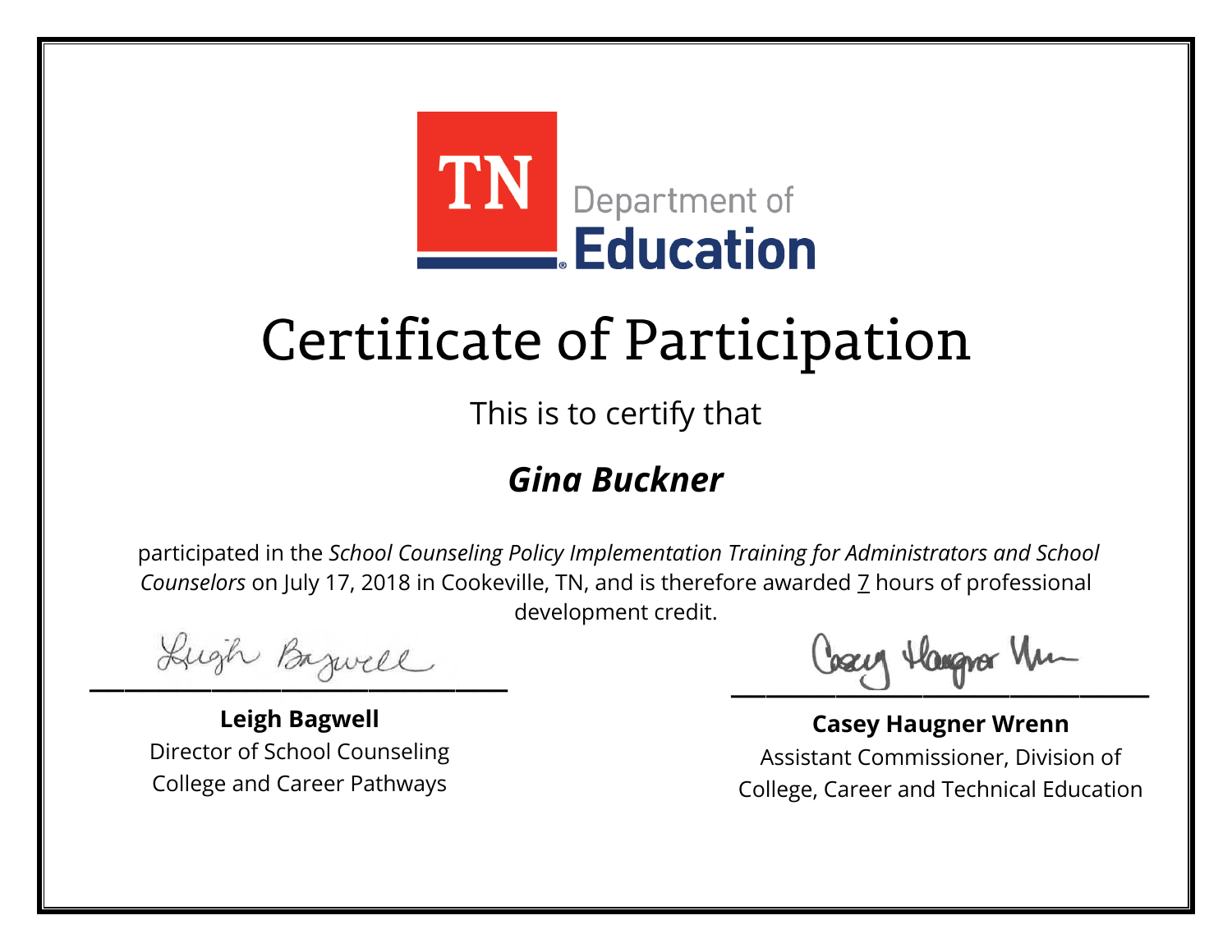TN Department of Education

# Certificate of Participation

This is to certify that

***Gina Buckner***

participated in the *School Counseling Policy Implementation Training for Administrators and School Counselors* on July 17, 2018 in Cookeville, TN, and is therefore awarded 7 hours of professional development credit.

**Leigh Bagwell**
Director of School Counseling
College and Career Pathways

**Casey Haugner Wrenn**
Assistant Commissioner, Division of
College, Career and Technical Education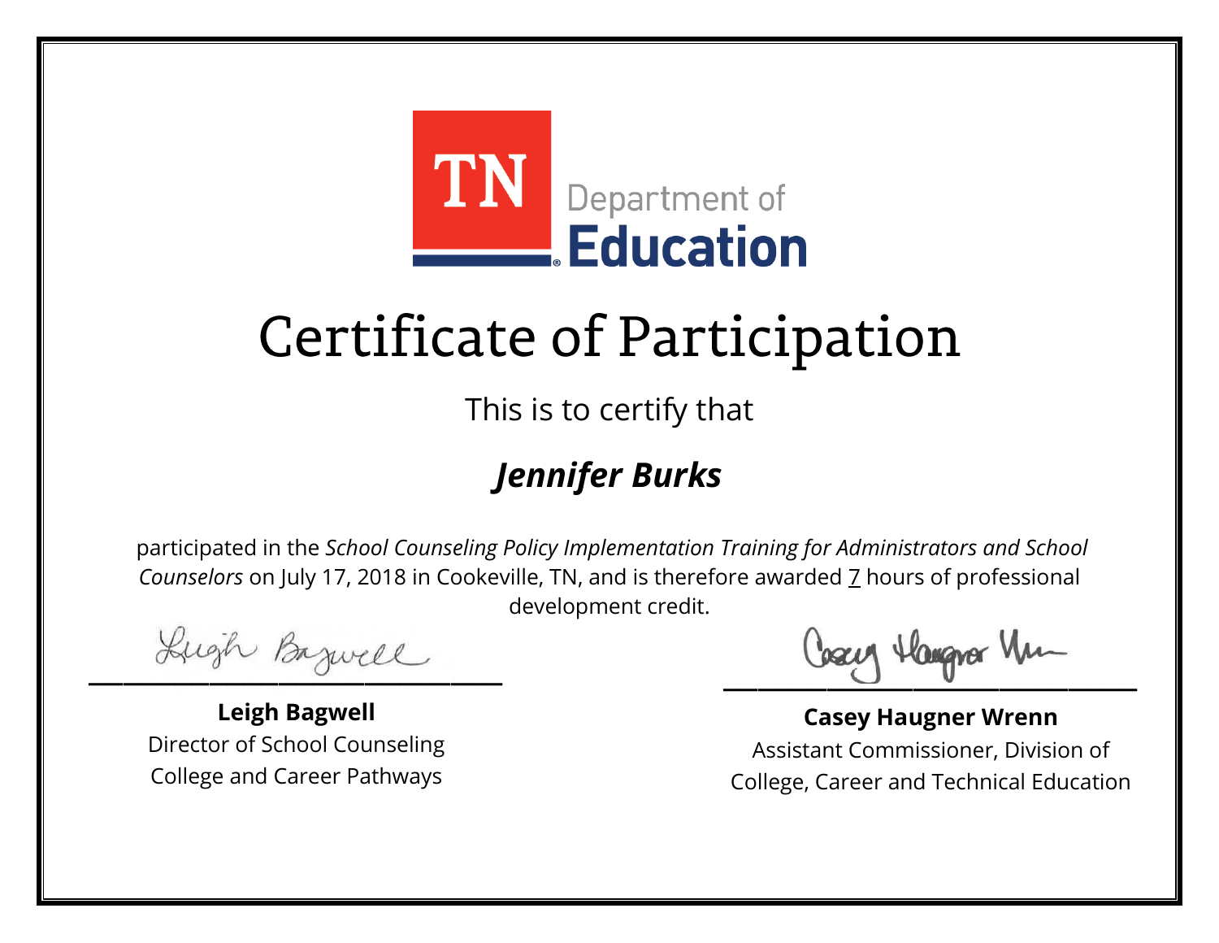TN Department of Education

# Certificate of Participation

This is to certify that

## *Jennifer Burks*

participated in the *School Counseling Policy Implementation Training for Administrators and School Counselors* on July 17, 2018 in Cookeville, TN, and is therefore awarded 7 hours of professional development credit.

**Leigh Bagwell**
Director of School Counseling
College and Career Pathways

**Casey Haugner Wrenn**
Assistant Commissioner, Division of
College, Career and Technical Education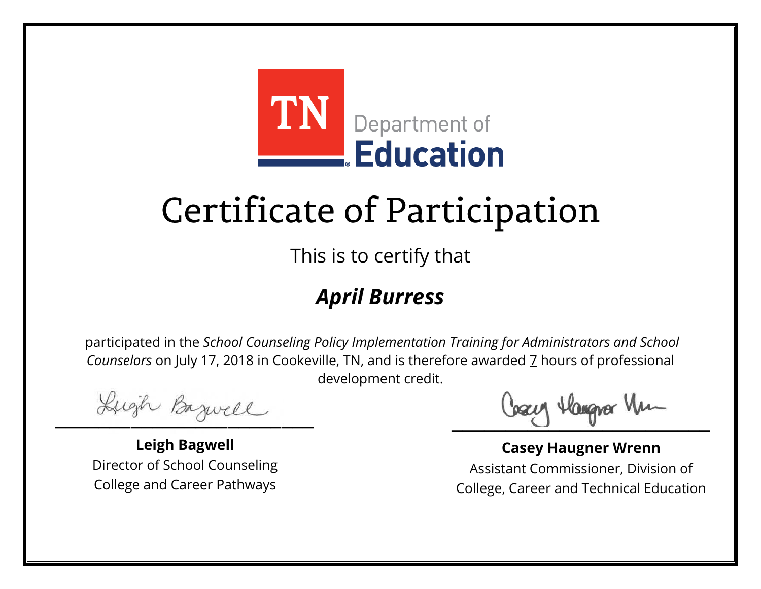TN Department of Education

# Certificate of Participation

This is to certify that

## *April Burress*

participated in the *School Counseling Policy Implementation Training for Administrators and School Counselors* on July 17, 2018 in Cookeville, TN, and is therefore awarded 7 hours of professional development credit.

**Leigh Bagwell**
Director of School Counseling
College and Career Pathways

**Casey Haugner Wrenn**
Assistant Commissioner, Division of
College, Career and Technical Education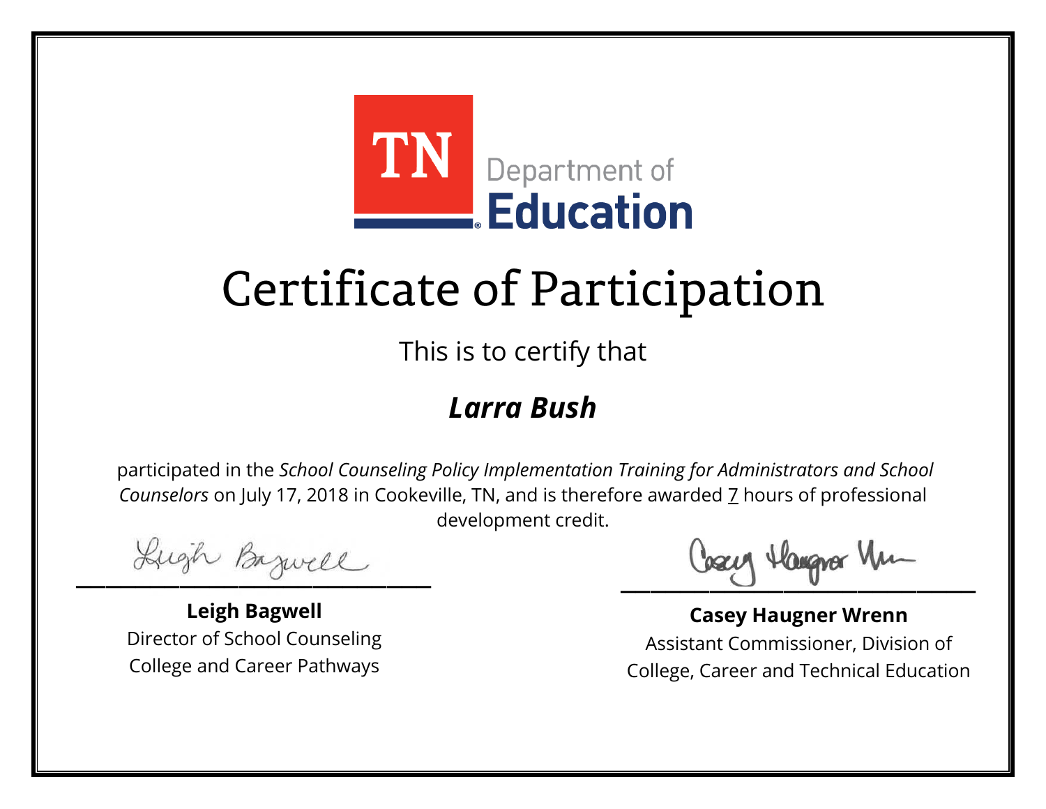TN Department of Education

# Certificate of Participation

This is to certify that

## ***Larra Bush***

participated in the *School Counseling Policy Implementation Training for Administrators and School Counselors* on July 17, 2018 in Cookeville, TN, and is therefore awarded 7 hours of professional development credit.

**Leigh Bagwell**
Director of School Counseling
College and Career Pathways

**Casey Haugner Wrenn**
Assistant Commissioner, Division of College, Career and Technical Education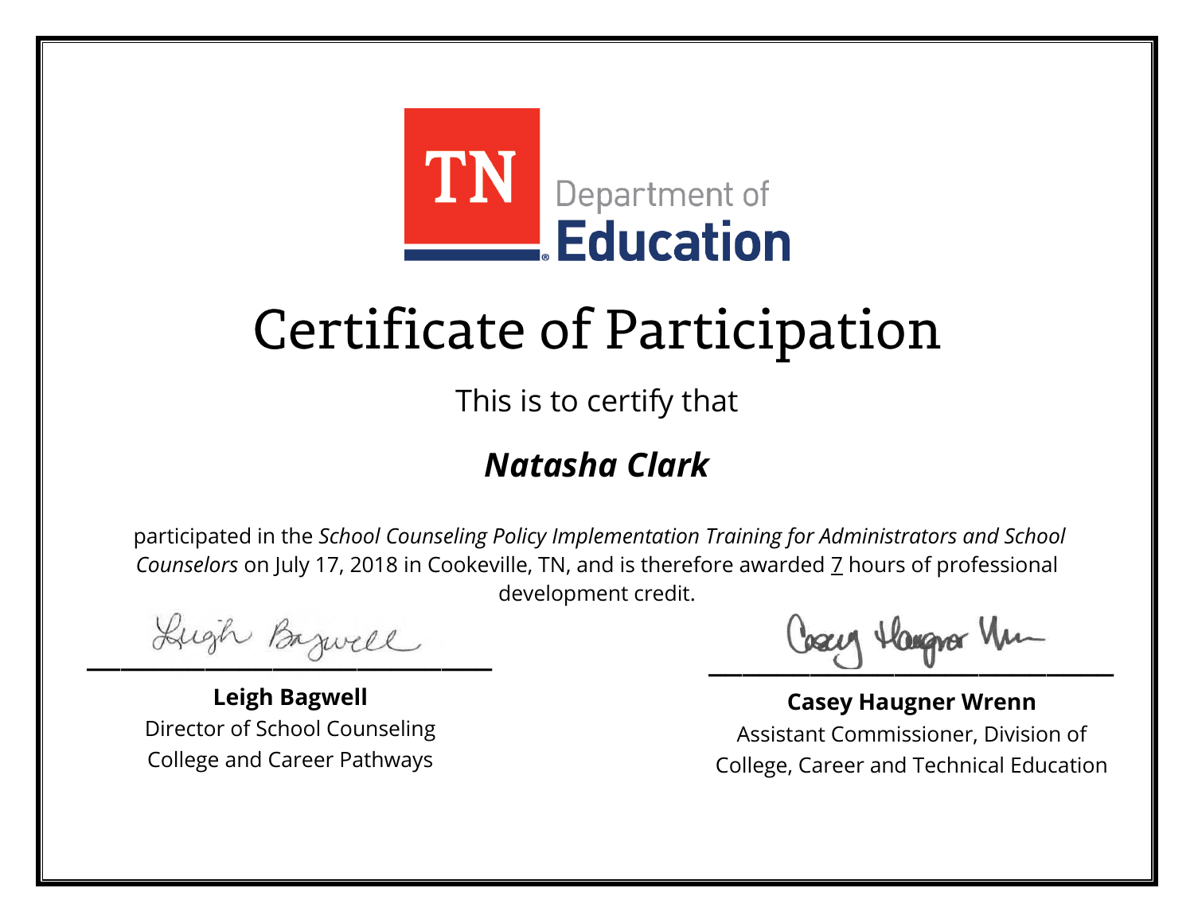TN Department of Education

# Certificate of Participation

This is to certify that

## *Natasha Clark*

participated in the *School Counseling Policy Implementation Training for Administrators and School Counselors* on July 17, 2018 in Cookeville, TN, and is therefore awarded 7 hours of professional development credit.

**Leigh Bagwell**
Director of School Counseling
College and Career Pathways

**Casey Haugner Wrenn**
Assistant Commissioner, Division of
College, Career and Technical Education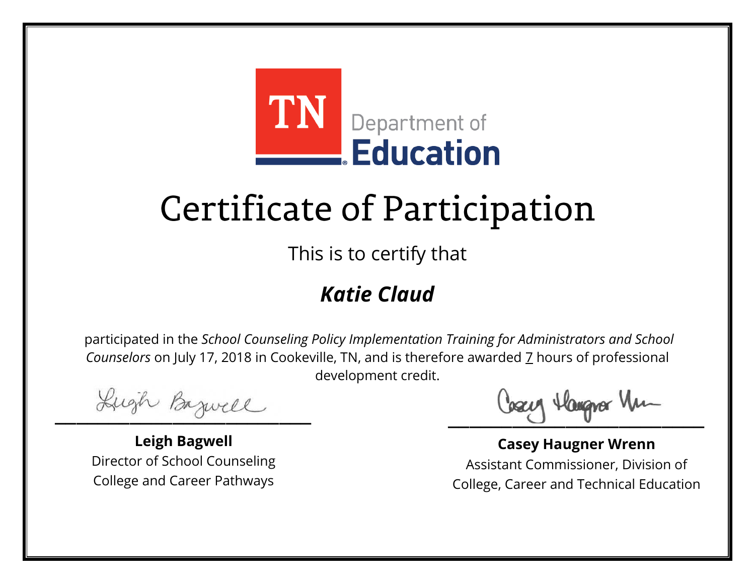TN Department of Education

# Certificate of Participation

This is to certify that

## *Katie Claud*

participated in the *School Counseling Policy Implementation Training for Administrators and School Counselors* on July 17, 2018 in Cookeville, TN, and is therefore awarded 7 hours of professional development credit.

**Leigh Bagwell**
Director of School Counseling
College and Career Pathways

**Casey Haugner Wrenn**
Assistant Commissioner, Division of
College, Career and Technical Education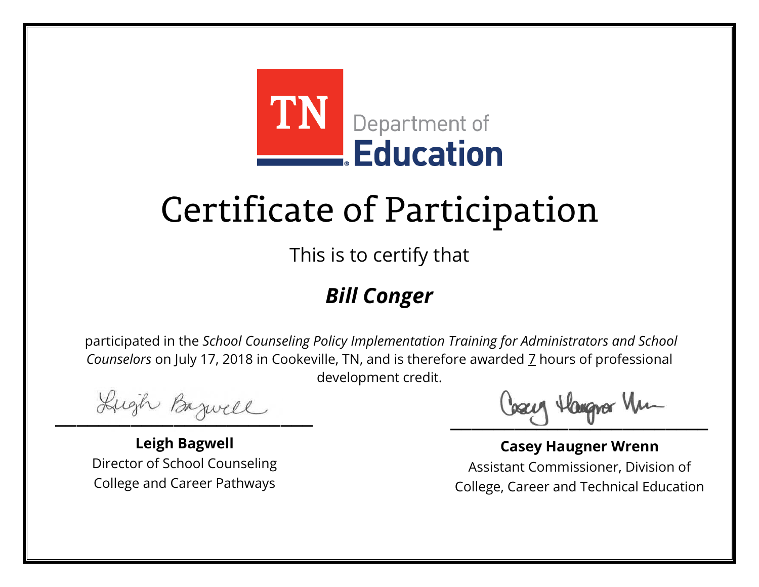TN Department of Education

# Certificate of Participation

This is to certify that

## ***Bill Conger***

participated in the *School Counseling Policy Implementation Training for Administrators and School Counselors* on July 17, 2018 in Cookeville, TN, and is therefore awarded 7 hours of professional development credit.

**Leigh Bagwell**
Director of School Counseling
College and Career Pathways

**Casey Haugner Wrenn**
Assistant Commissioner, Division of
College, Career and Technical Education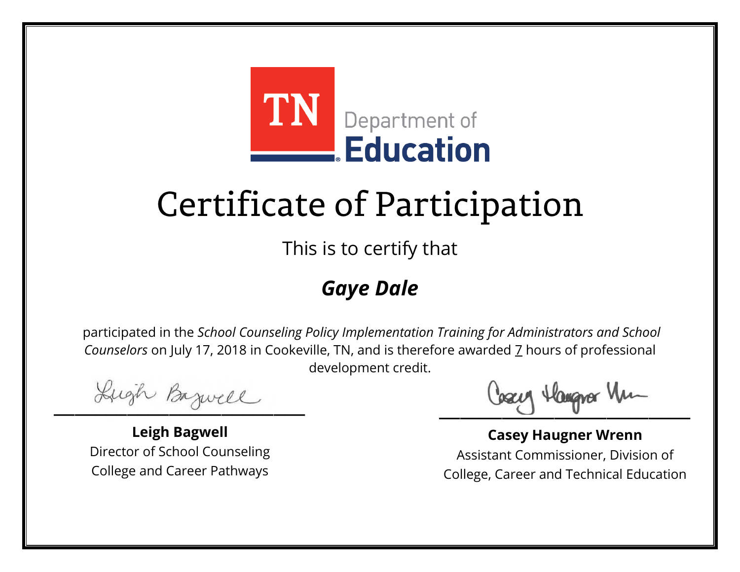TN Department of Education

# Certificate of Participation

This is to certify that

## *Gaye Dale*

participated in the *School Counseling Policy Implementation Training for Administrators and School Counselors* on July 17, 2018 in Cookeville, TN, and is therefore awarded 7 hours of professional development credit.

**Leigh Bagwell**
Director of School Counseling
College and Career Pathways

**Casey Haugner Wrenn**
Assistant Commissioner, Division of College, Career and Technical Education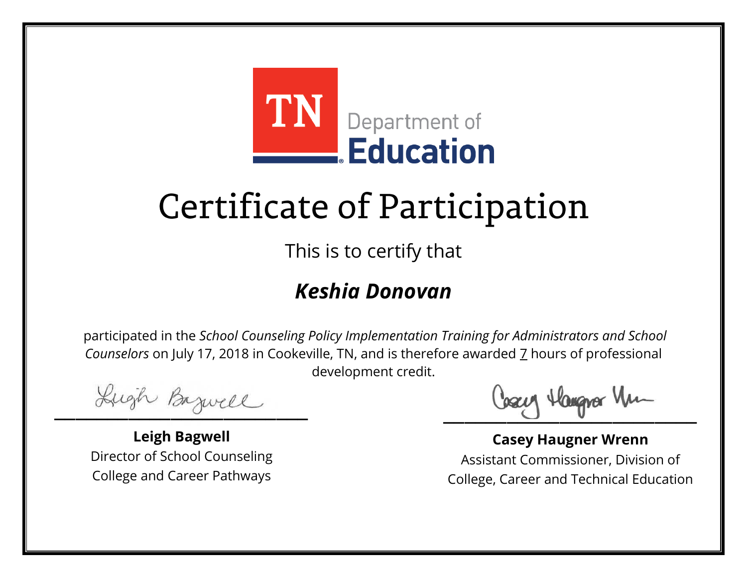TN Department of Education

# Certificate of Participation

This is to certify that

## ***Keshia Donovan***

participated in the *School Counseling Policy Implementation Training for Administrators and School Counselors* on July 17, 2018 in Cookeville, TN, and is therefore awarded 7 hours of professional development credit.

**Leigh Bagwell**
Director of School Counseling
College and Career Pathways

**Casey Haugner Wrenn**
Assistant Commissioner, Division of College, Career and Technical Education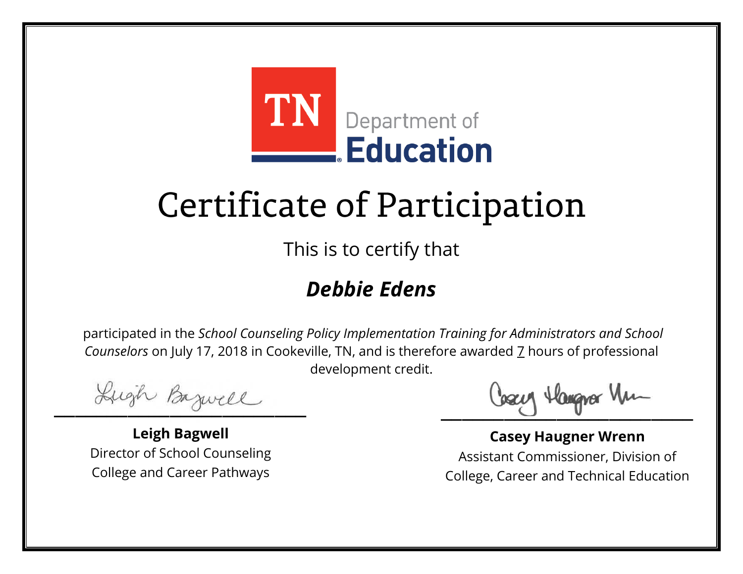TN Department of Education

# Certificate of Participation

This is to certify that

## ***Debbie Edens***

participated in the *School Counseling Policy Implementation Training for Administrators and School Counselors* on July 17, 2018 in Cookeville, TN, and is therefore awarded 7 hours of professional development credit.

**Leigh Bagwell**
Director of School Counseling
College and Career Pathways

**Casey Haugner Wrenn**
Assistant Commissioner, Division of
College, Career and Technical Education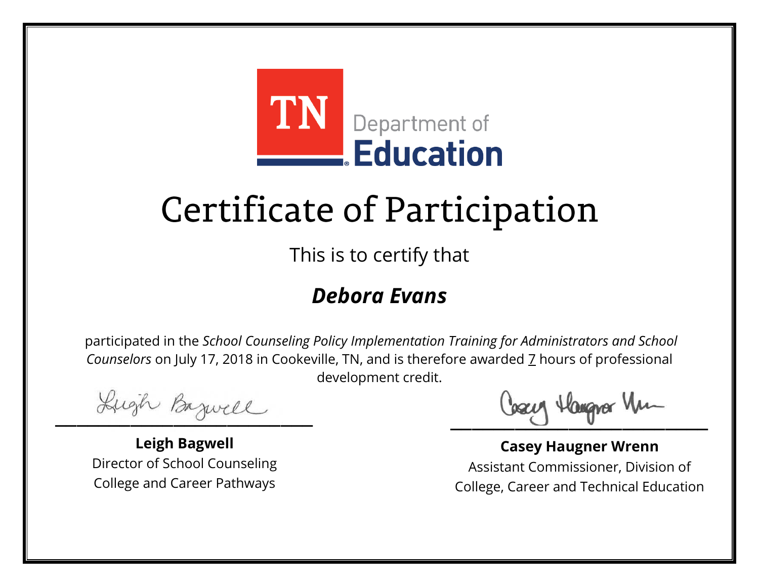TN Department of Education

# Certificate of Participation

This is to certify that

## ***Debora Evans***

participated in the *School Counseling Policy Implementation Training for Administrators and School Counselors* on July 17, 2018 in Cookeville, TN, and is therefore awarded 7 hours of professional development credit.

**Leigh Bagwell**
Director of School Counseling
College and Career Pathways

**Casey Haugner Wrenn**
Assistant Commissioner, Division of College, Career and Technical Education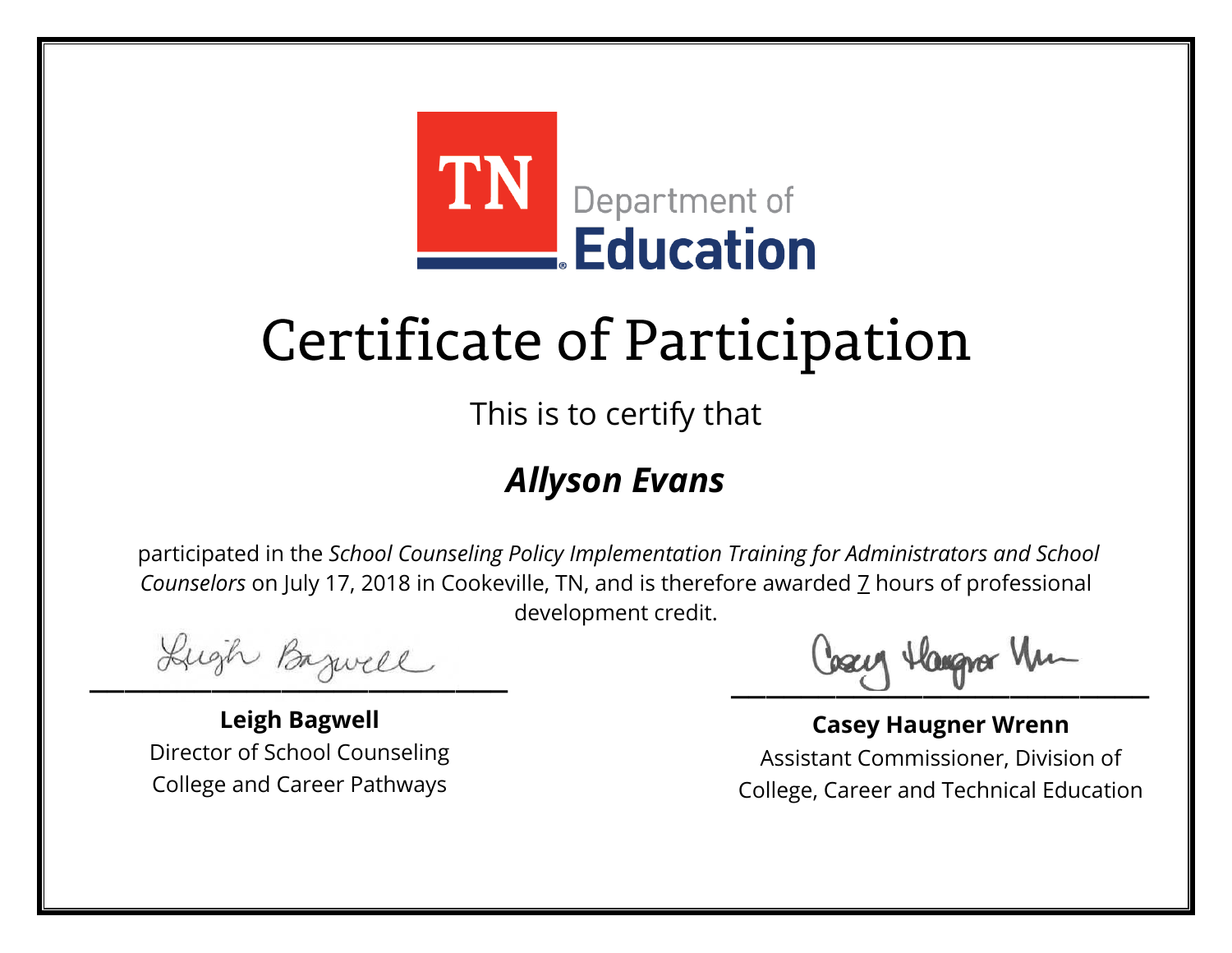TN Department of Education

# Certificate of Participation

This is to certify that

***Allyson Evans***

participated in the *School Counseling Policy Implementation Training for Administrators and School Counselors* on July 17, 2018 in Cookeville, TN, and is therefore awarded 7 hours of professional development credit.

**Leigh Bagwell**
Director of School Counseling
College and Career Pathways

**Casey Haugner Wrenn**
Assistant Commissioner, Division of
College, Career and Technical Education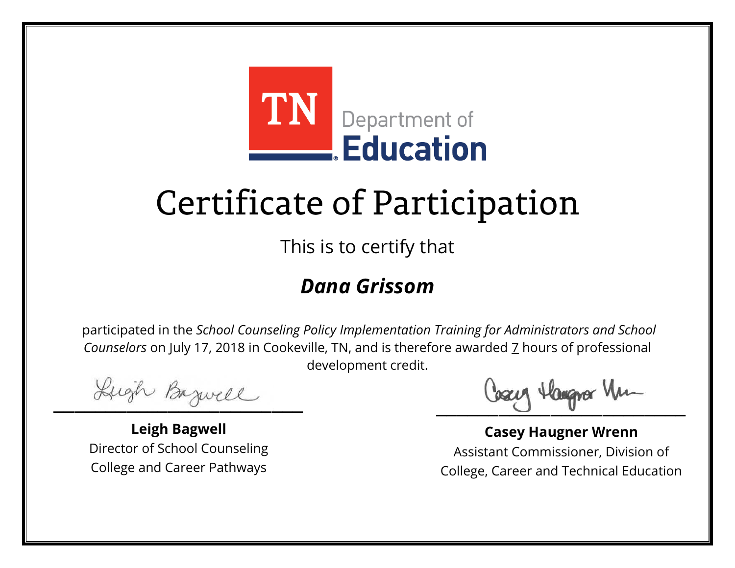TN Department of Education

# Certificate of Participation

This is to certify that

## *Dana Grissom*

participated in the *School Counseling Policy Implementation Training for Administrators and School Counselors* on July 17, 2018 in Cookeville, TN, and is therefore awarded 7 hours of professional development credit.

**Leigh Bagwell**
Director of School Counseling
College and Career Pathways

**Casey Haugner Wrenn**
Assistant Commissioner, Division of College, Career and Technical Education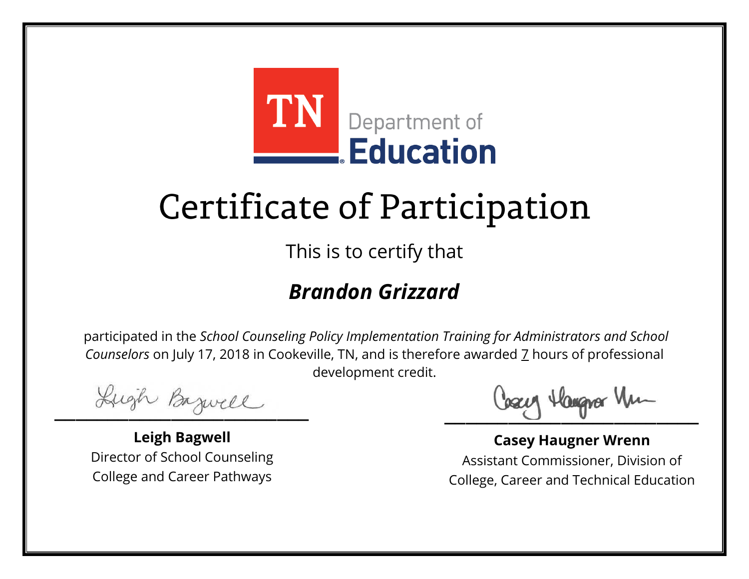TN Department of Education

# Certificate of Participation

This is to certify that

## ***Brandon Grizzard***

participated in the *School Counseling Policy Implementation Training for Administrators and School Counselors* on July 17, 2018 in Cookeville, TN, and is therefore awarded 7 hours of professional development credit.

**Leigh Bagwell**
Director of School Counseling
College and Career Pathways

**Casey Haugner Wrenn**
Assistant Commissioner, Division of
College, Career and Technical Education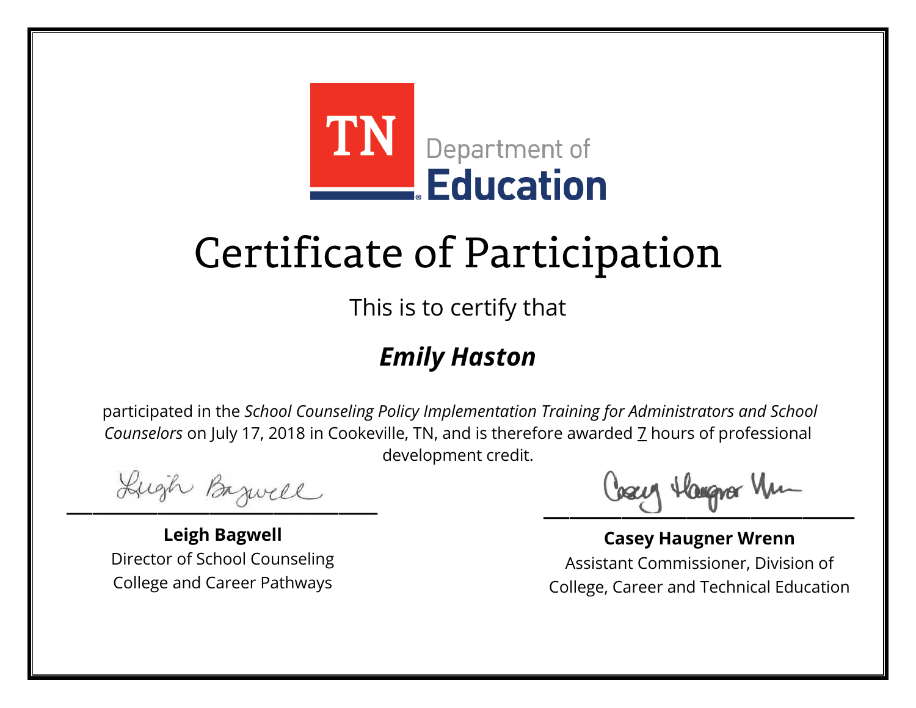TN Department of Education

# Certificate of Participation

This is to certify that

## *Emily Haston*

participated in the *School Counseling Policy Implementation Training for Administrators and School Counselors* on July 17, 2018 in Cookeville, TN, and is therefore awarded 7 hours of professional development credit.

**Leigh Bagwell**
Director of School Counseling
College and Career Pathways

**Casey Haugner Wrenn**
Assistant Commissioner, Division of
College, Career and Technical Education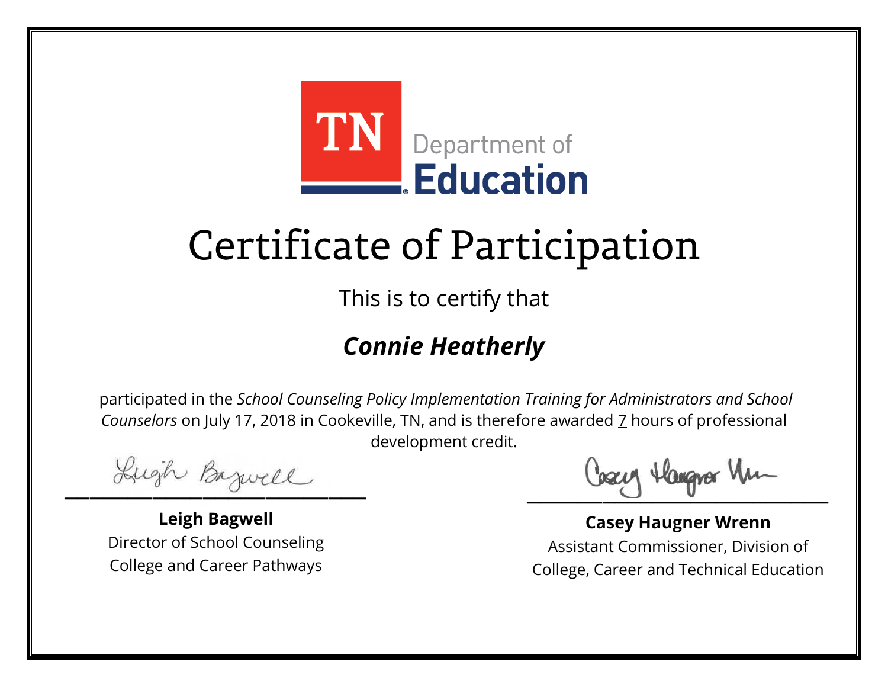TN Department of **Education**

# Certificate of Participation

This is to certify that

## *Connie Heatherly*

participated in the *School Counseling Policy Implementation Training for Administrators and School Counselors* on July 17, 2018 in Cookeville, TN, and is therefore awarded 7 hours of professional development credit.

**Leigh Bagwell**
Director of School Counseling
College and Career Pathways

**Casey Haugner Wrenn**
Assistant Commissioner, Division of
College, Career and Technical Education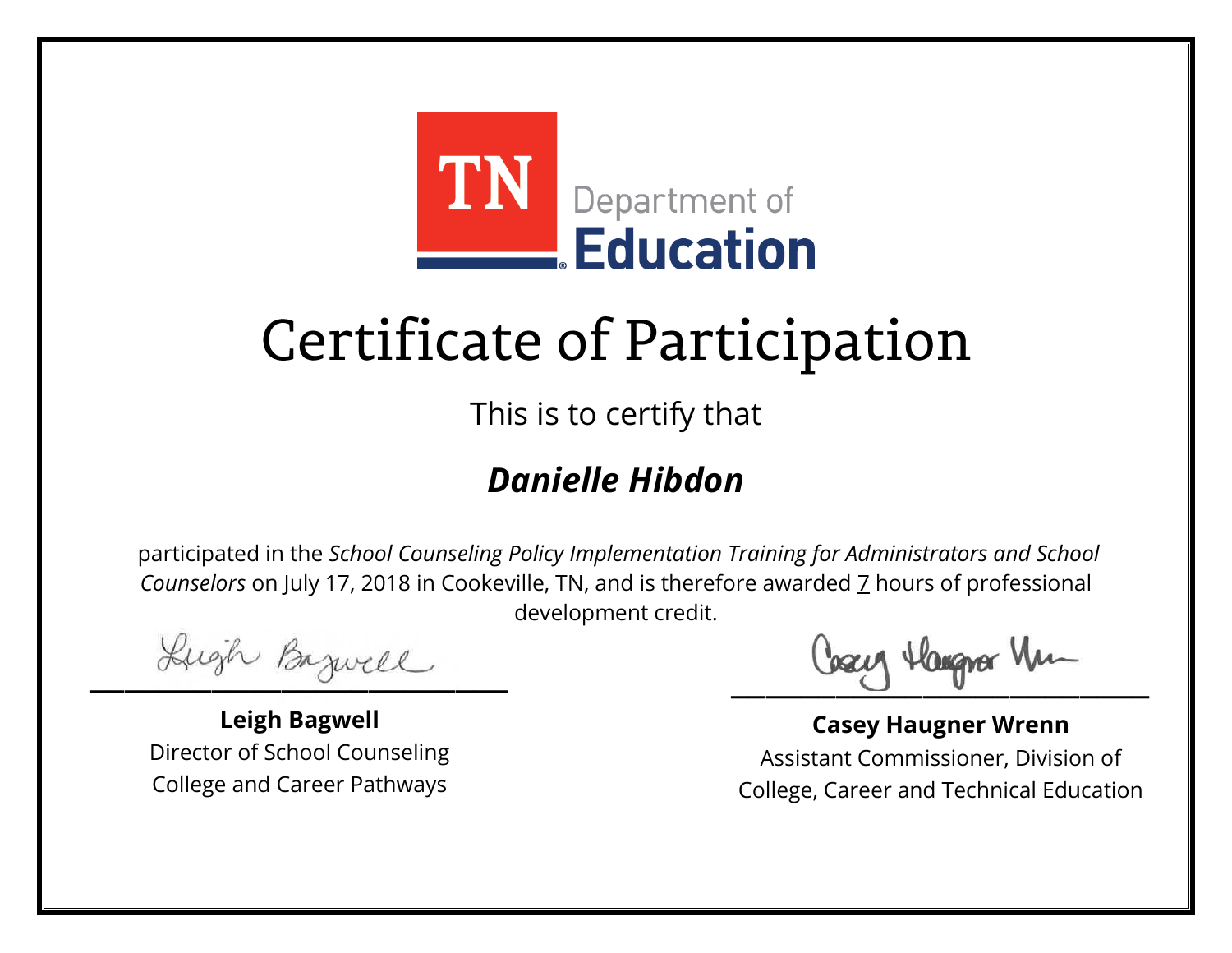TN Department of Education

# Certificate of Participation

This is to certify that

## ***Danielle Hibdon***

participated in the *School Counseling Policy Implementation Training for Administrators and School Counselors* on July 17, 2018 in Cookeville, TN, and is therefore awarded 7 hours of professional development credit.

**Leigh Bagwell**
Director of School Counseling
College and Career Pathways

**Casey Haugner Wrenn**
Assistant Commissioner, Division of
College, Career and Technical Education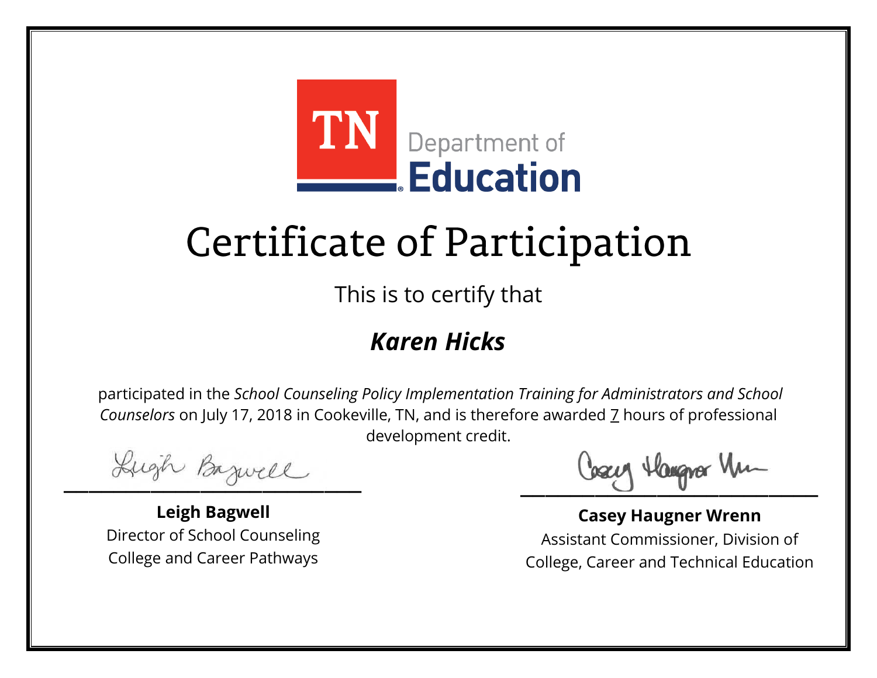TN Department of **Education**

# Certificate of Participation

This is to certify that

## ***Karen Hicks***

participated in the *School Counseling Policy Implementation Training for Administrators and School Counselors* on July 17, 2018 in Cookeville, TN, and is therefore awarded 7 hours of professional development credit.

**Leigh Bagwell**
Director of School Counseling
College and Career Pathways

**Casey Haugner Wrenn**
Assistant Commissioner, Division of
College, Career and Technical Education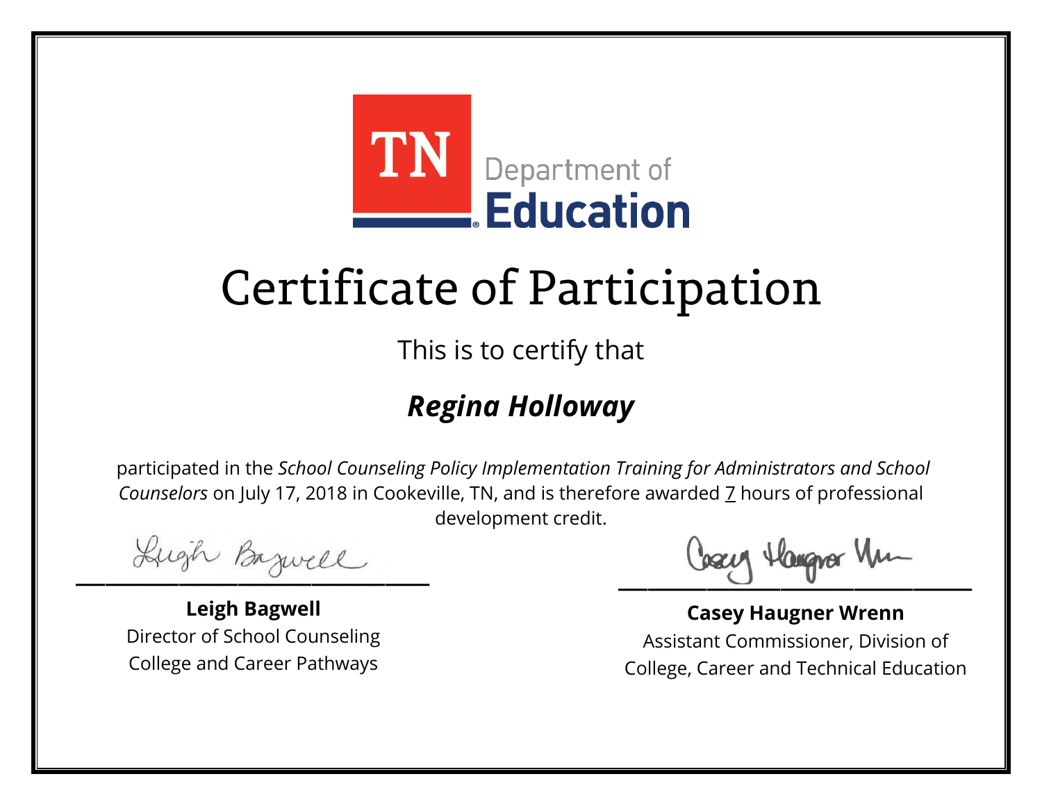TN Department of Education

# Certificate of Participation

This is to certify that

## ***Regina Holloway***

participated in the *School Counseling Policy Implementation Training for Administrators and School Counselors* on July 17, 2018 in Cookeville, TN, and is therefore awarded 7 hours of professional development credit.

**Leigh Bagwell**
Director of School Counseling
College and Career Pathways

**Casey Haugner Wrenn**
Assistant Commissioner, Division of
College, Career and Technical Education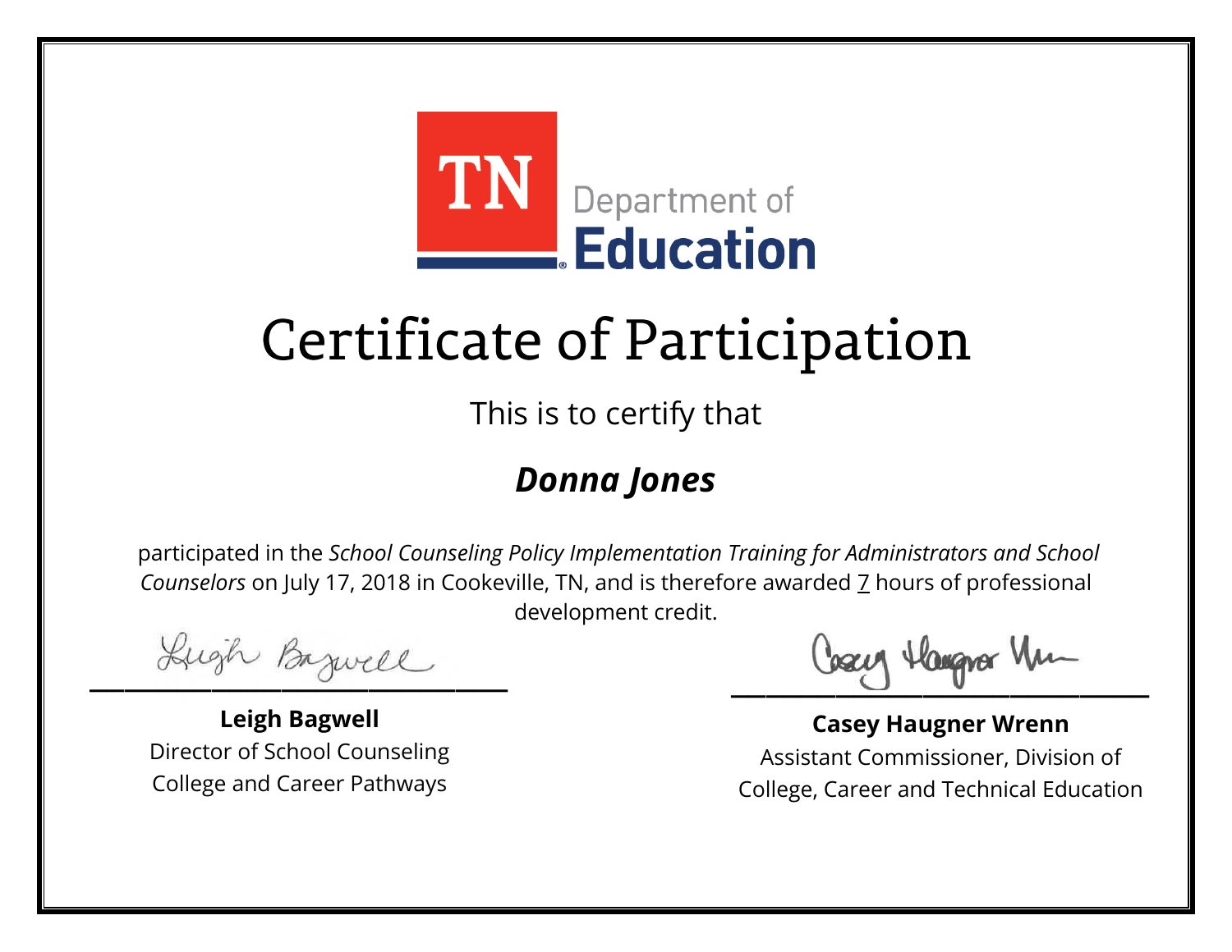TN Department of **Education**

# Certificate of Participation

This is to certify that

## ***Donna Jones***

participated in the *School Counseling Policy Implementation Training for Administrators and School Counselors* on July 17, 2018 in Cookeville, TN, and is therefore awarded 7 hours of professional development credit.

**Leigh Bagwell**
Director of School Counseling
College and Career Pathways

**Casey Haugner Wrenn**
Assistant Commissioner, Division of
College, Career and Technical Education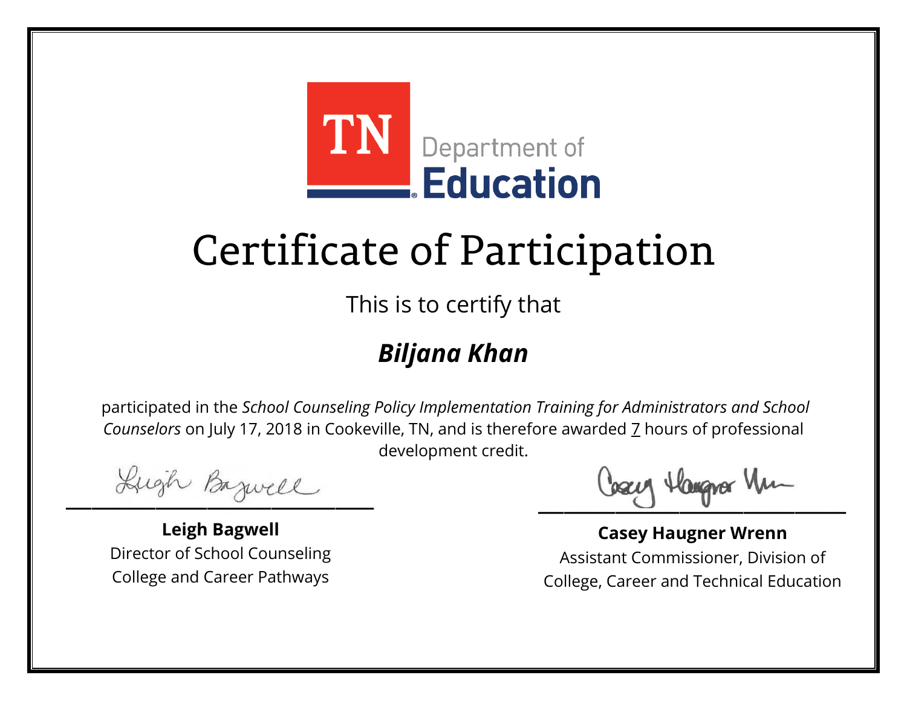TN Department of Education

# Certificate of Participation

This is to certify that

## *Biljana Khan*

participated in the *School Counseling Policy Implementation Training for Administrators and School Counselors* on July 17, 2018 in Cookeville, TN, and is therefore awarded 7 hours of professional development credit.

**Leigh Bagwell**
Director of School Counseling
College and Career Pathways

**Casey Haugner Wrenn**
Assistant Commissioner, Division of
College, Career and Technical Education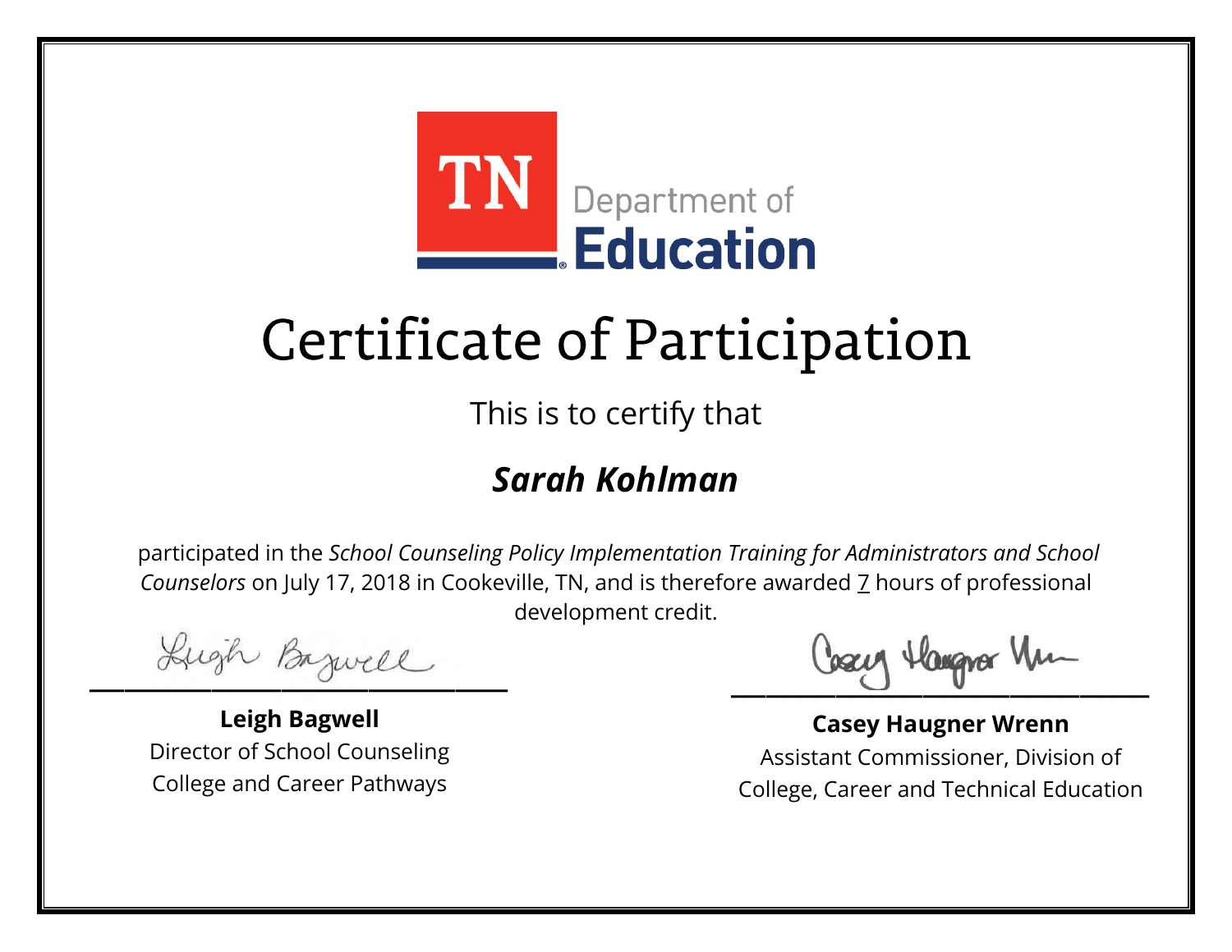TN Department of Education

# Certificate of Participation

This is to certify that

## *Sarah Kohlman*

participated in the *School Counseling Policy Implementation Training for Administrators and School Counselors* on July 17, 2018 in Cookeville, TN, and is therefore awarded 7 hours of professional development credit.

**Leigh Bagwell**
Director of School Counseling
College and Career Pathways

**Casey Haugner Wrenn**
Assistant Commissioner, Division of College, Career and Technical Education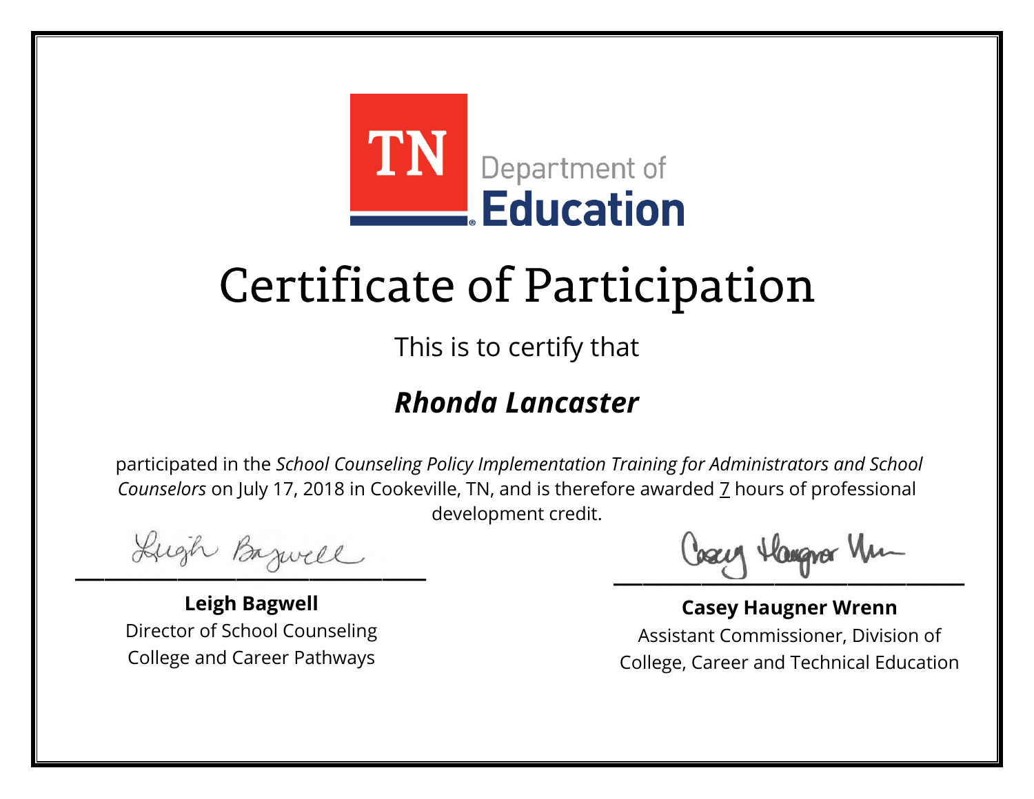TN Department of Education

# Certificate of Participation

This is to certify that

***Rhonda Lancaster***

participated in the *School Counseling Policy Implementation Training for Administrators and School Counselors* on July 17, 2018 in Cookeville, TN, and is therefore awarded 7 hours of professional development credit.

**Leigh Bagwell**
Director of School Counseling
College and Career Pathways

**Casey Haugner Wrenn**
Assistant Commissioner, Division of
College, Career and Technical Education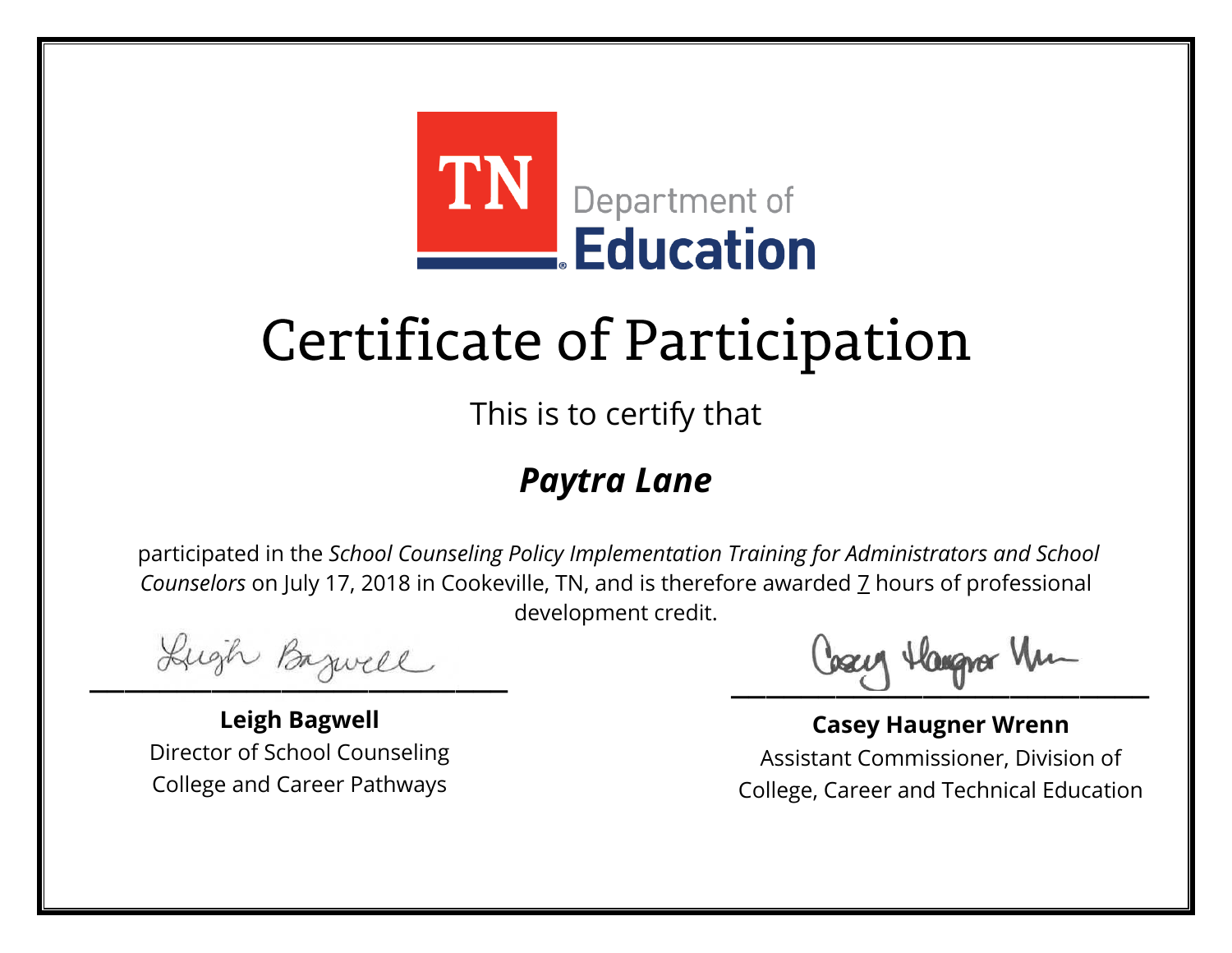TN Department of Education

# Certificate of Participation

This is to certify that

## *Paytra Lane*

participated in the *School Counseling Policy Implementation Training for Administrators and School Counselors* on July 17, 2018 in Cookeville, TN, and is therefore awarded 7 hours of professional development credit.

**Leigh Bagwell**
Director of School Counseling
College and Career Pathways

**Casey Haugner Wrenn**
Assistant Commissioner, Division of
College, Career and Technical Education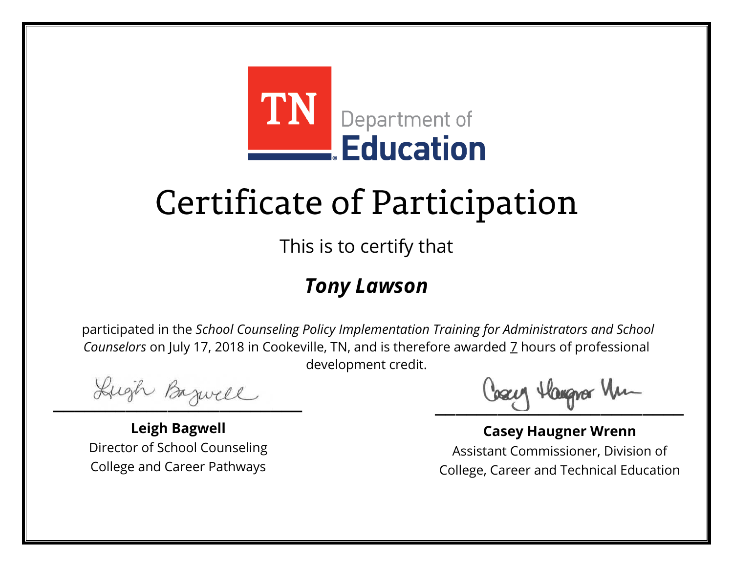TN Department of Education

# Certificate of Participation

This is to certify that

## ***Tony Lawson***

participated in the *School Counseling Policy Implementation Training for Administrators and School Counselors* on July 17, 2018 in Cookeville, TN, and is therefore awarded 7 hours of professional development credit.

**Leigh Bagwell**
Director of School Counseling
College and Career Pathways

**Casey Haugner Wrenn**
Assistant Commissioner, Division of College, Career and Technical Education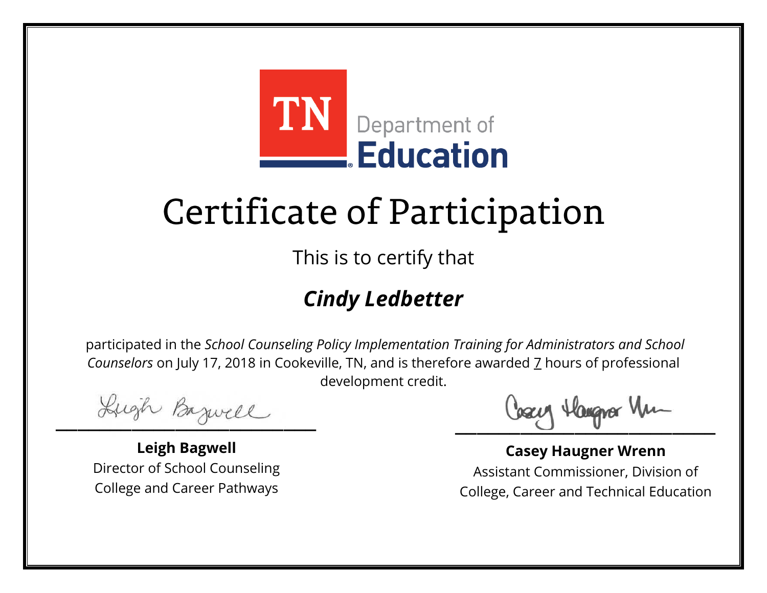TN Department of **Education**

# Certificate of Participation

This is to certify that

## ***Cindy Ledbetter***

participated in the *School Counseling Policy Implementation Training for Administrators and School Counselors* on July 17, 2018 in Cookeville, TN, and is therefore awarded 7 hours of professional development credit.

**Leigh Bagwell**
Director of School Counseling
College and Career Pathways

**Casey Haugner Wrenn**
Assistant Commissioner, Division of
College, Career and Technical Education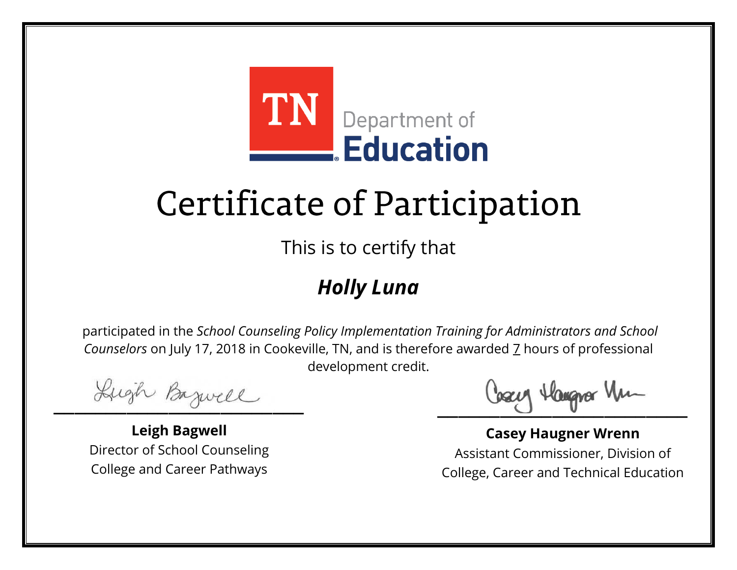TN Department of Education

# Certificate of Participation

This is to certify that

## ***Holly Luna***

participated in the *School Counseling Policy Implementation Training for Administrators and School Counselors* on July 17, 2018 in Cookeville, TN, and is therefore awarded 7 hours of professional development credit.

**Leigh Bagwell**
Director of School Counseling
College and Career Pathways

**Casey Haugner Wrenn**
Assistant Commissioner, Division of
College, Career and Technical Education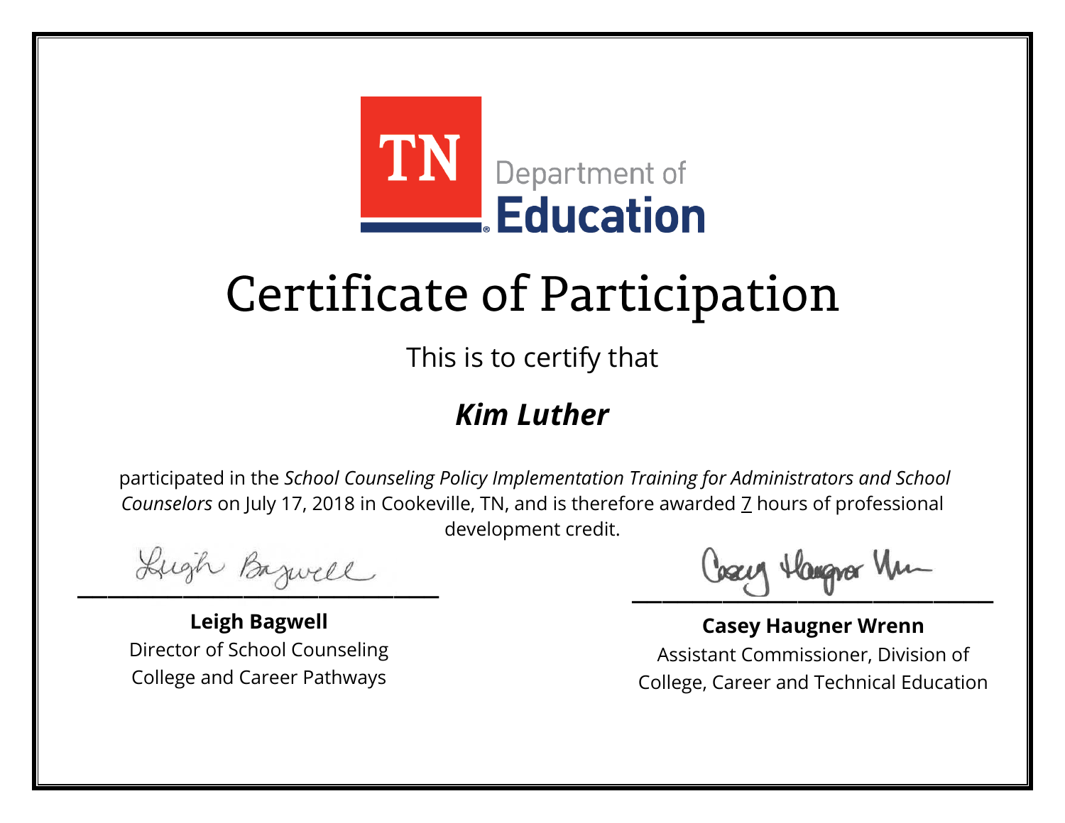TN Department of Education

# Certificate of Participation

This is to certify that

## ***Kim Luther***

participated in the *School Counseling Policy Implementation Training for Administrators and School Counselors* on July 17, 2018 in Cookeville, TN, and is therefore awarded 7 hours of professional development credit.

**Leigh Bagwell**
Director of School Counseling
College and Career Pathways

**Casey Haugner Wrenn**
Assistant Commissioner, Division of
College, Career and Technical Education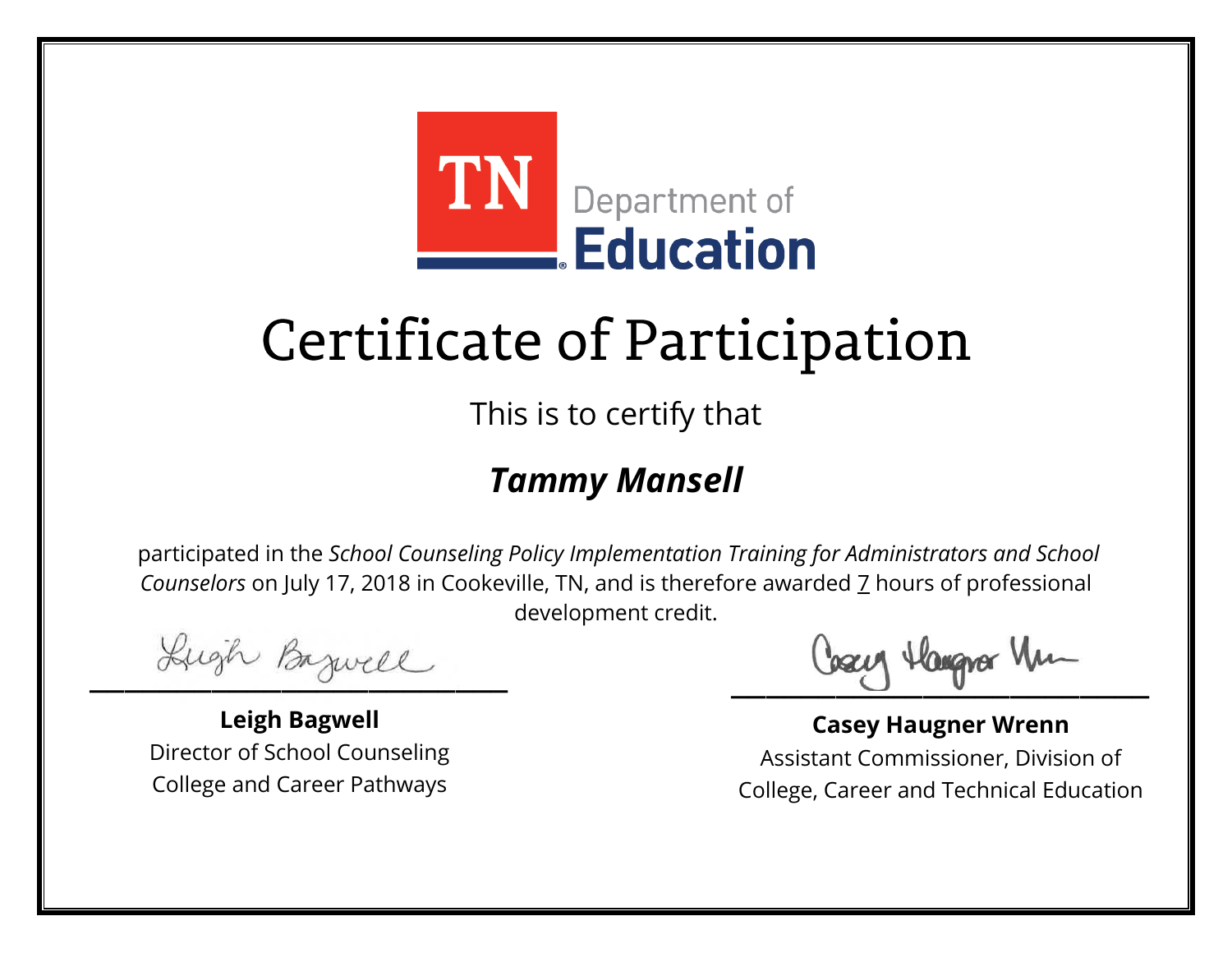TN Department of Education

# Certificate of Participation

This is to certify that

## ***Tammy Mansell***

participated in the *School Counseling Policy Implementation Training for Administrators and School Counselors* on July 17, 2018 in Cookeville, TN, and is therefore awarded 7 hours of professional development credit.

**Leigh Bagwell**
Director of School Counseling
College and Career Pathways

**Casey Haugner Wrenn**
Assistant Commissioner, Division of
College, Career and Technical Education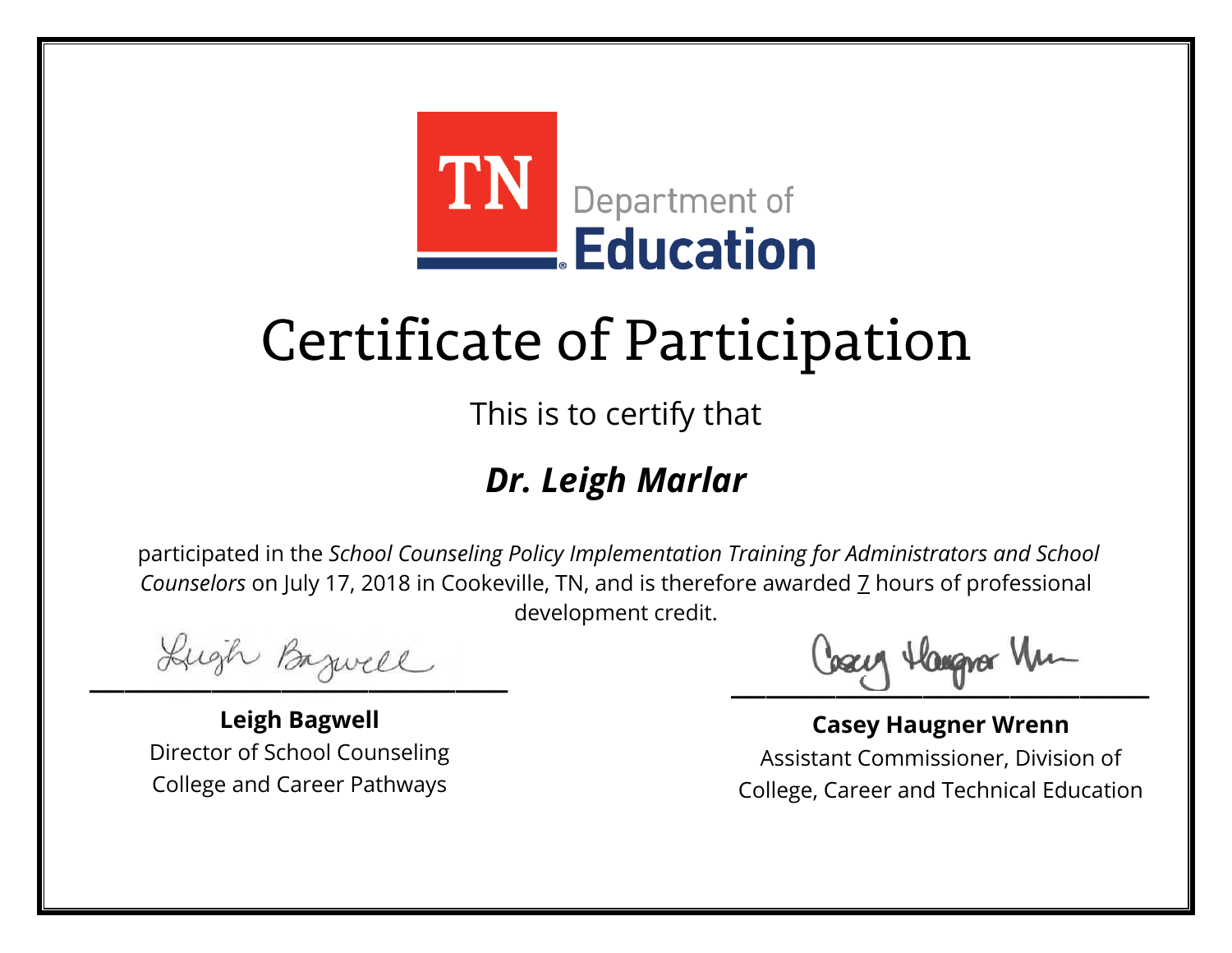TN Department of Education

# Certificate of Participation

This is to certify that

## *Dr. Leigh Marlar*

participated in the *School Counseling Policy Implementation Training for Administrators and School Counselors* on July 17, 2018 in Cookeville, TN, and is therefore awarded 7 hours of professional development credit.

**Leigh Bagwell**
Director of School Counseling
College and Career Pathways

**Casey Haugner Wrenn**
Assistant Commissioner, Division of College, Career and Technical Education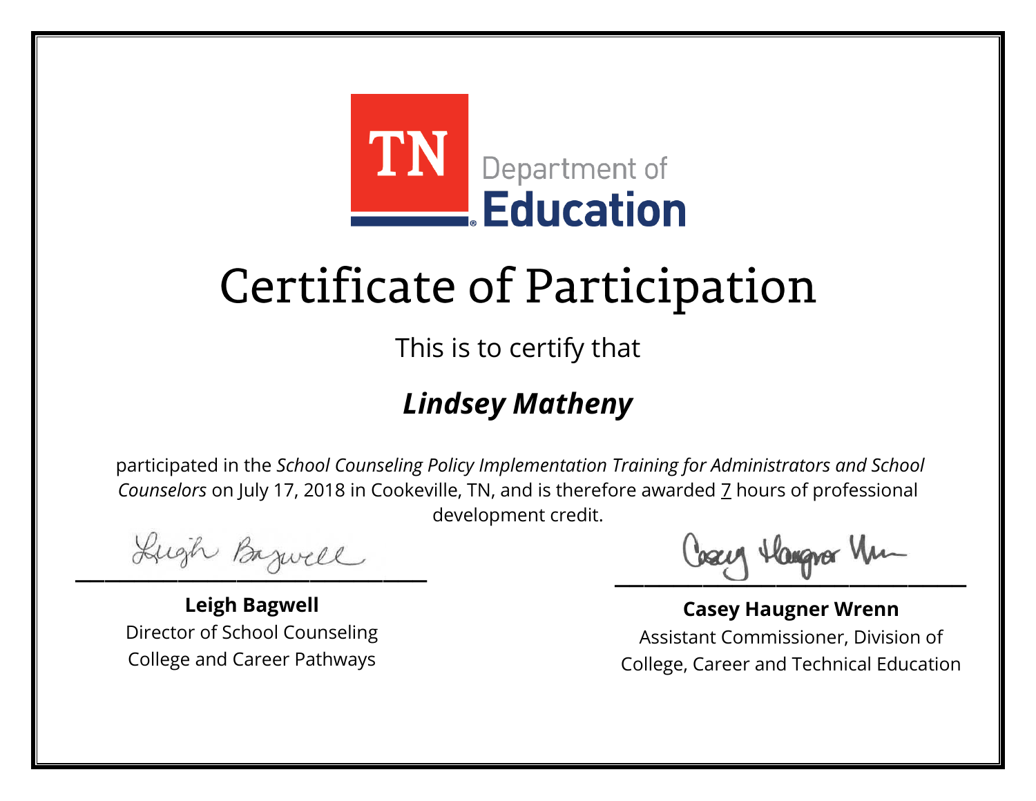TN Department of Education

# Certificate of Participation

This is to certify that

## *Lindsey Matheny*

participated in the *School Counseling Policy Implementation Training for Administrators and School Counselors* on July 17, 2018 in Cookeville, TN, and is therefore awarded 7 hours of professional development credit.

**Leigh Bagwell**
Director of School Counseling
College and Career Pathways

**Casey Haugner Wrenn**
Assistant Commissioner, Division of
College, Career and Technical Education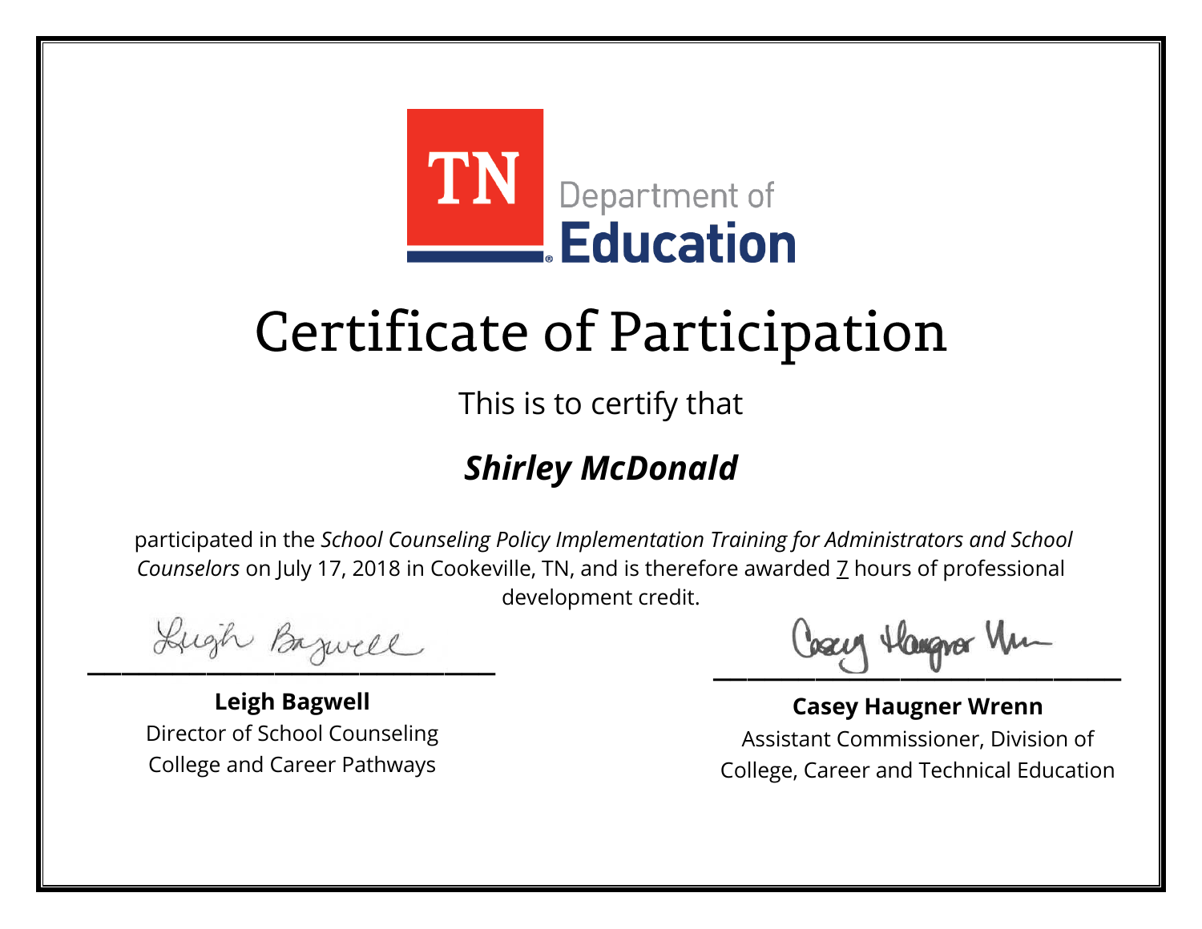TN Department of Education

# Certificate of Participation

This is to certify that

## ***Shirley McDonald***

participated in the *School Counseling Policy Implementation Training for Administrators and School Counselors* on July 17, 2018 in Cookeville, TN, and is therefore awarded 7 hours of professional development credit.

**Leigh Bagwell**
Director of School Counseling
College and Career Pathways

**Casey Haugner Wrenn**
Assistant Commissioner, Division of
College, Career and Technical Education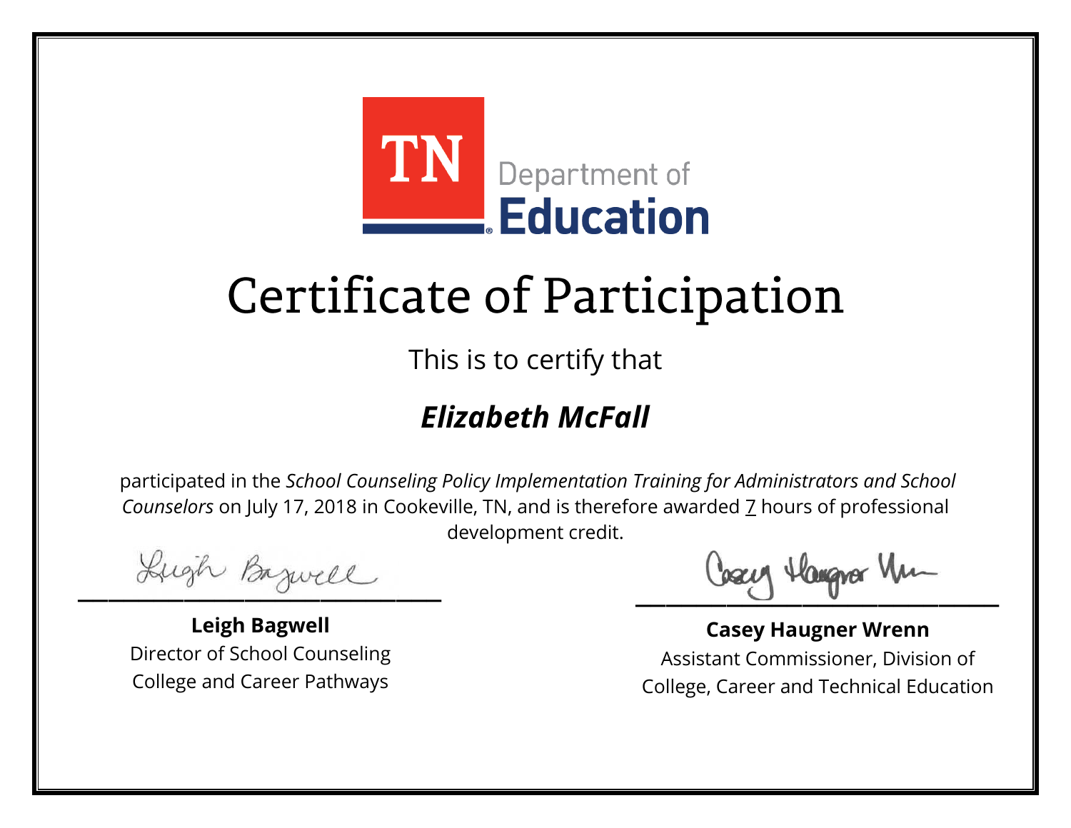TN Department of **Education**

# Certificate of Participation

This is to certify that

## ***Elizabeth McFall***

participated in the *School Counseling Policy Implementation Training for Administrators and School Counselors* on July 17, 2018 in Cookeville, TN, and is therefore awarded 7 hours of professional development credit.

**Leigh Bagwell**
Director of School Counseling
College and Career Pathways

**Casey Haugner Wrenn**
Assistant Commissioner, Division of
College, Career and Technical Education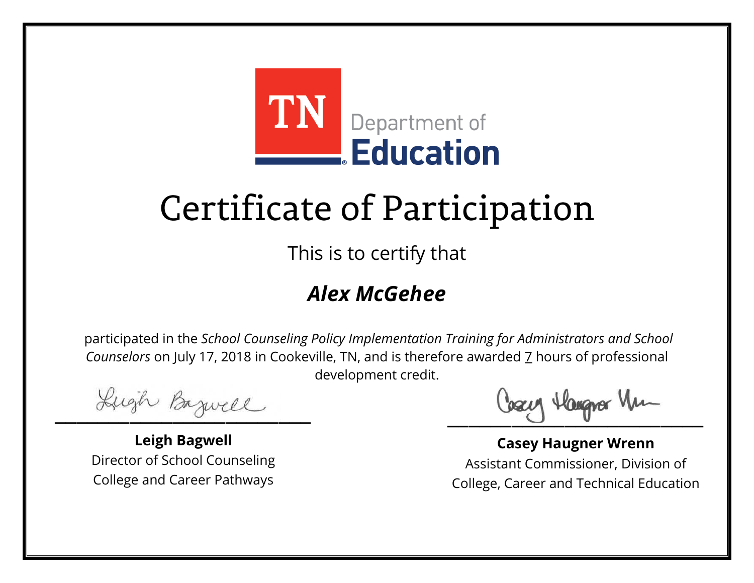TN Department of Education

# Certificate of Participation

This is to certify that

***Alex McGehee***

participated in the *School Counseling Policy Implementation Training for Administrators and School Counselors* on July 17, 2018 in Cookeville, TN, and is therefore awarded 7 hours of professional development credit.

**Leigh Bagwell**
Director of School Counseling
College and Career Pathways

**Casey Haugner Wrenn**
Assistant Commissioner, Division of
College, Career and Technical Education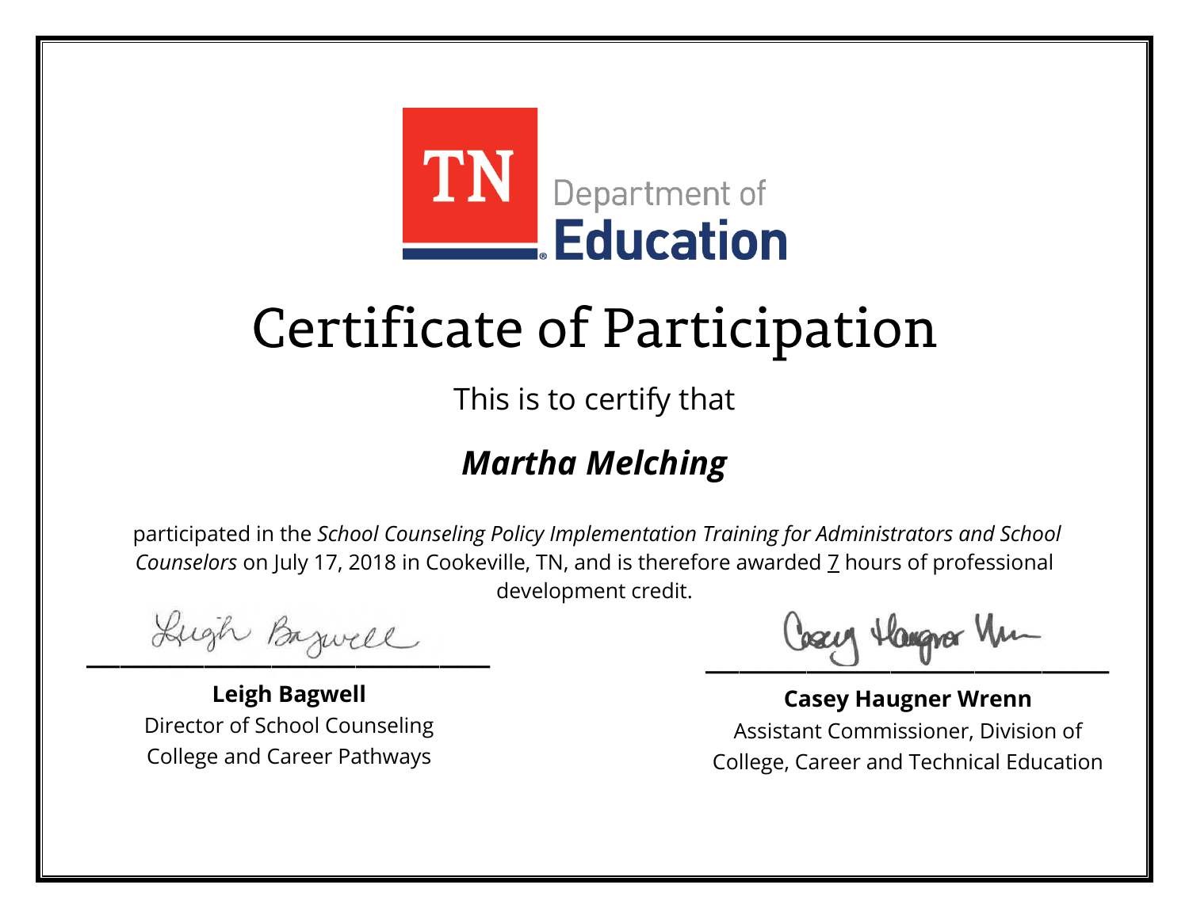TN Department of Education

# Certificate of Participation

This is to certify that

## ***Martha Melching***

participated in the *School Counseling Policy Implementation Training for Administrators and School Counselors* on July 17, 2018 in Cookeville, TN, and is therefore awarded 7 hours of professional development credit.

**Leigh Bagwell**
Director of School Counseling
College and Career Pathways

**Casey Haugner Wrenn**
Assistant Commissioner, Division of College, Career and Technical Education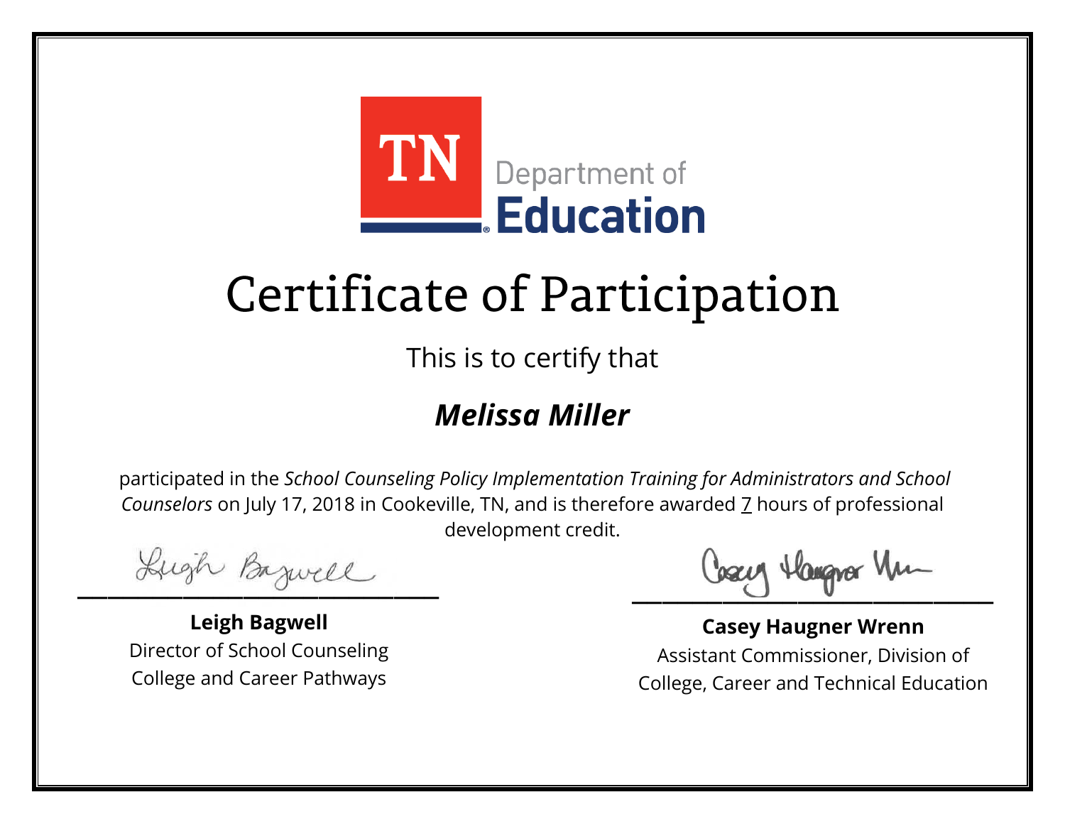TN Department of Education

# Certificate of Participation

This is to certify that

## ***Melissa Miller***

participated in the *School Counseling Policy Implementation Training for Administrators and School Counselors* on July 17, 2018 in Cookeville, TN, and is therefore awarded 7 hours of professional development credit.

**Leigh Bagwell**
Director of School Counseling
College and Career Pathways

**Casey Haugner Wrenn**
Assistant Commissioner, Division of College, Career and Technical Education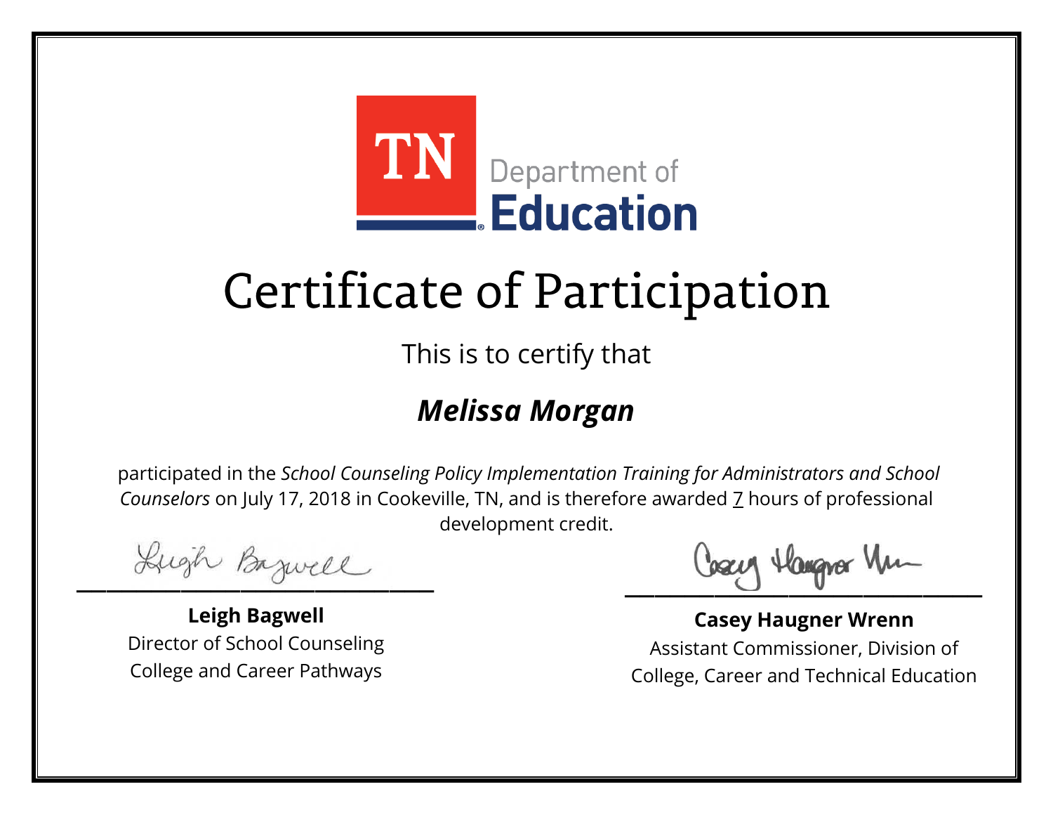TN Department of Education

# Certificate of Participation

This is to certify that

***Melissa Morgan***

participated in the *School Counseling Policy Implementation Training for Administrators and School Counselors* on July 17, 2018 in Cookeville, TN, and is therefore awarded 7 hours of professional development credit.

**Leigh Bagwell**
Director of School Counseling
College and Career Pathways

**Casey Haugner Wrenn**
Assistant Commissioner, Division of
College, Career and Technical Education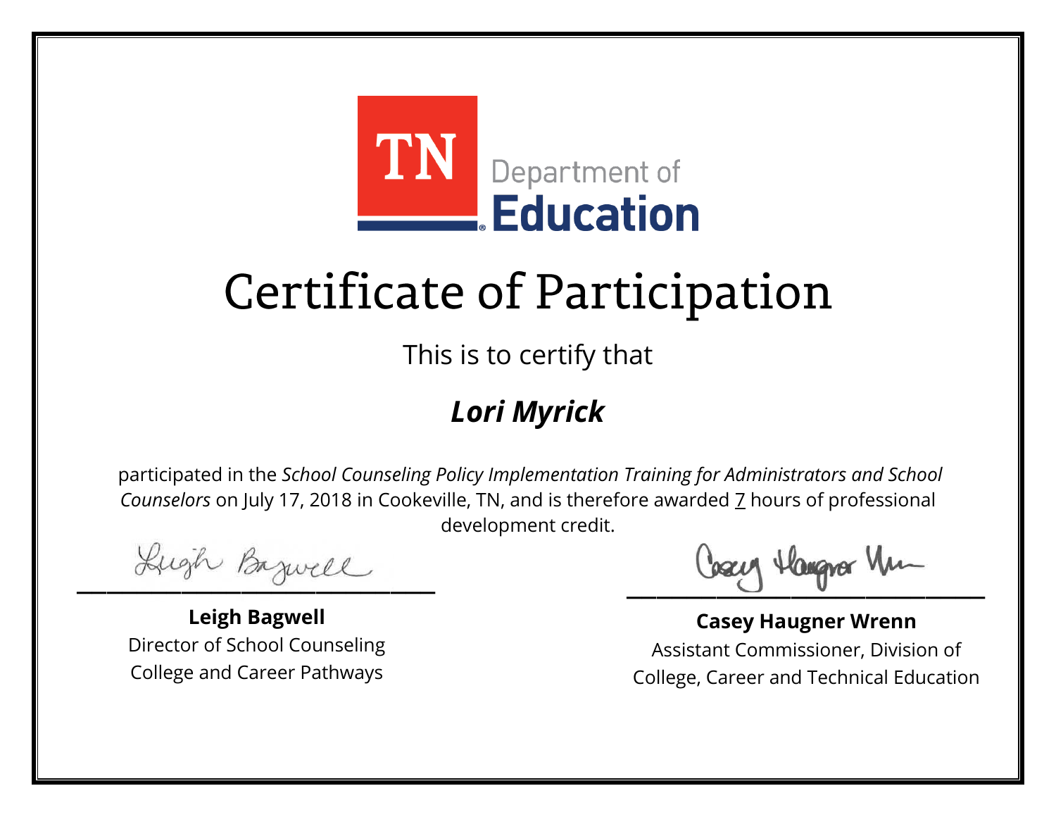TN Department of Education

# Certificate of Participation

This is to certify that

## ***Lori Myrick***

participated in the *School Counseling Policy Implementation Training for Administrators and School Counselors* on July 17, 2018 in Cookeville, TN, and is therefore awarded 7 hours of professional development credit.

**Leigh Bagwell**
Director of School Counseling
College and Career Pathways

**Casey Haugner Wrenn**
Assistant Commissioner, Division of College, Career and Technical Education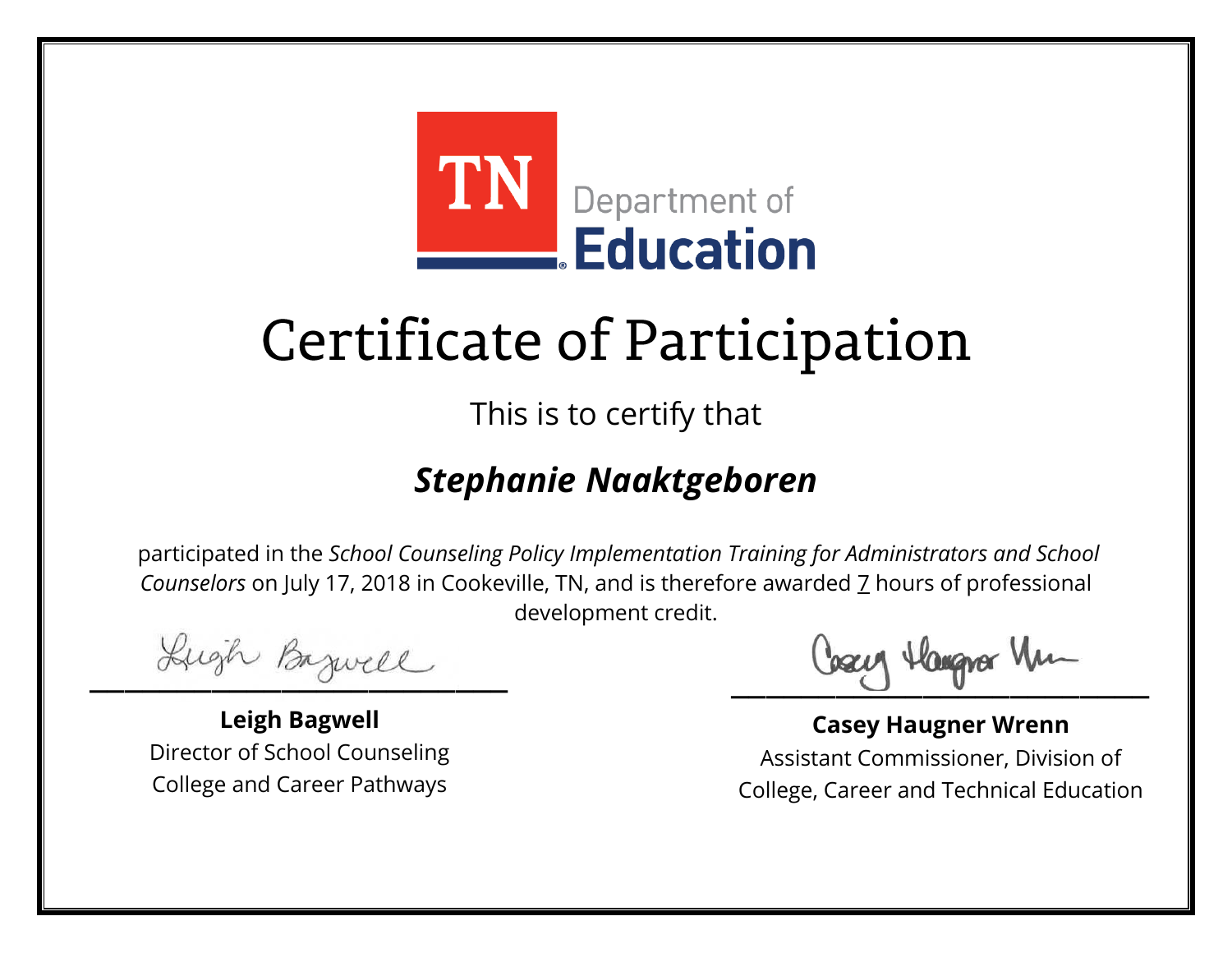TN Department of Education

# Certificate of Participation

This is to certify that

## ***Stephanie Naaktgeboren***

participated in the *School Counseling Policy Implementation Training for Administrators and School Counselors* on July 17, 2018 in Cookeville, TN, and is therefore awarded 7 hours of professional development credit.

**Leigh Bagwell**
Director of School Counseling
College and Career Pathways

**Casey Haugner Wrenn**
Assistant Commissioner, Division of
College, Career and Technical Education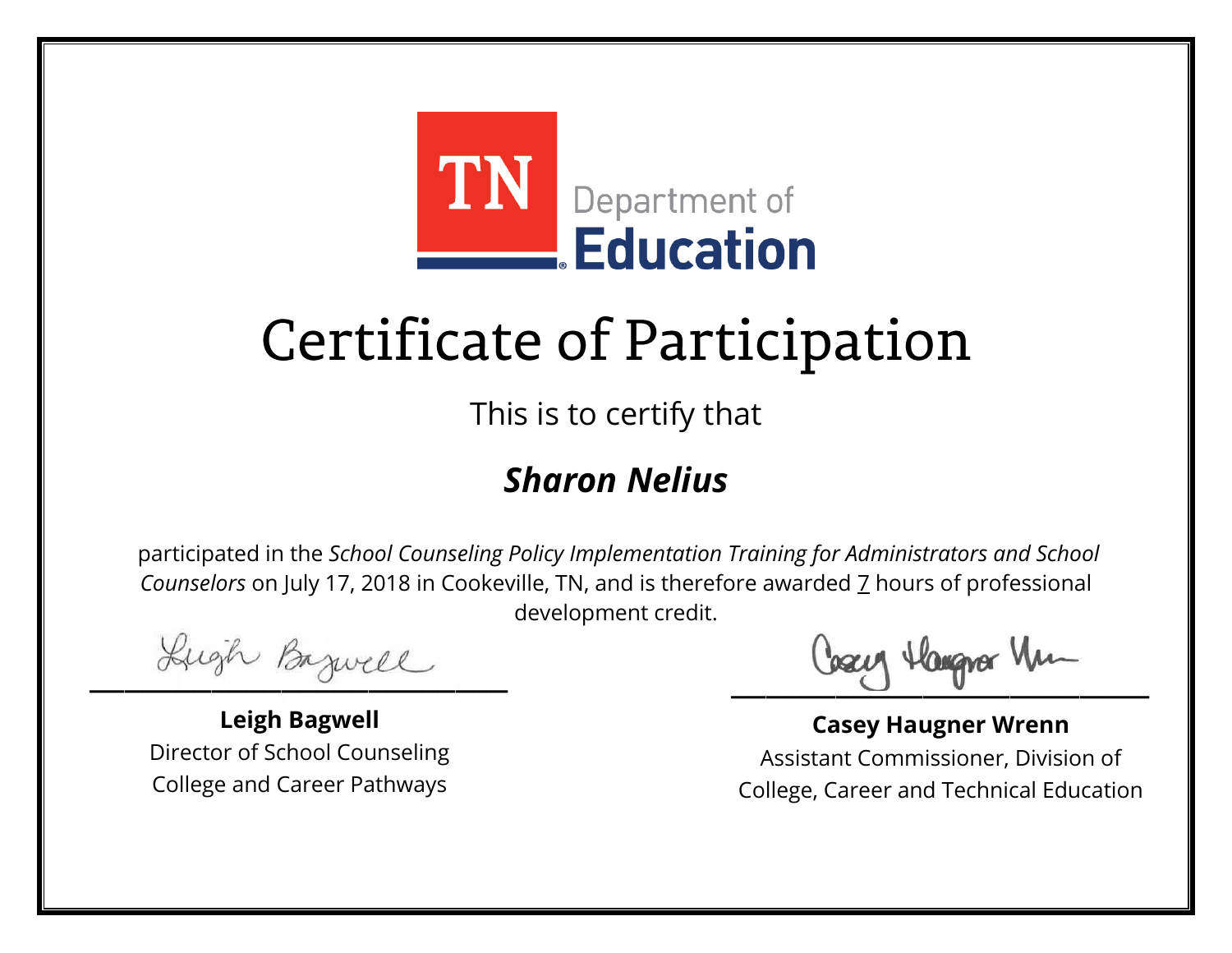TN Department of Education

# Certificate of Participation

This is to certify that

## ***Sharon Nelius***

participated in the *School Counseling Policy Implementation Training for Administrators and School Counselors* on July 17, 2018 in Cookeville, TN, and is therefore awarded 7 hours of professional development credit.

**Leigh Bagwell**
Director of School Counseling
College and Career Pathways

**Casey Haugner Wrenn**
Assistant Commissioner, Division of
College, Career and Technical Education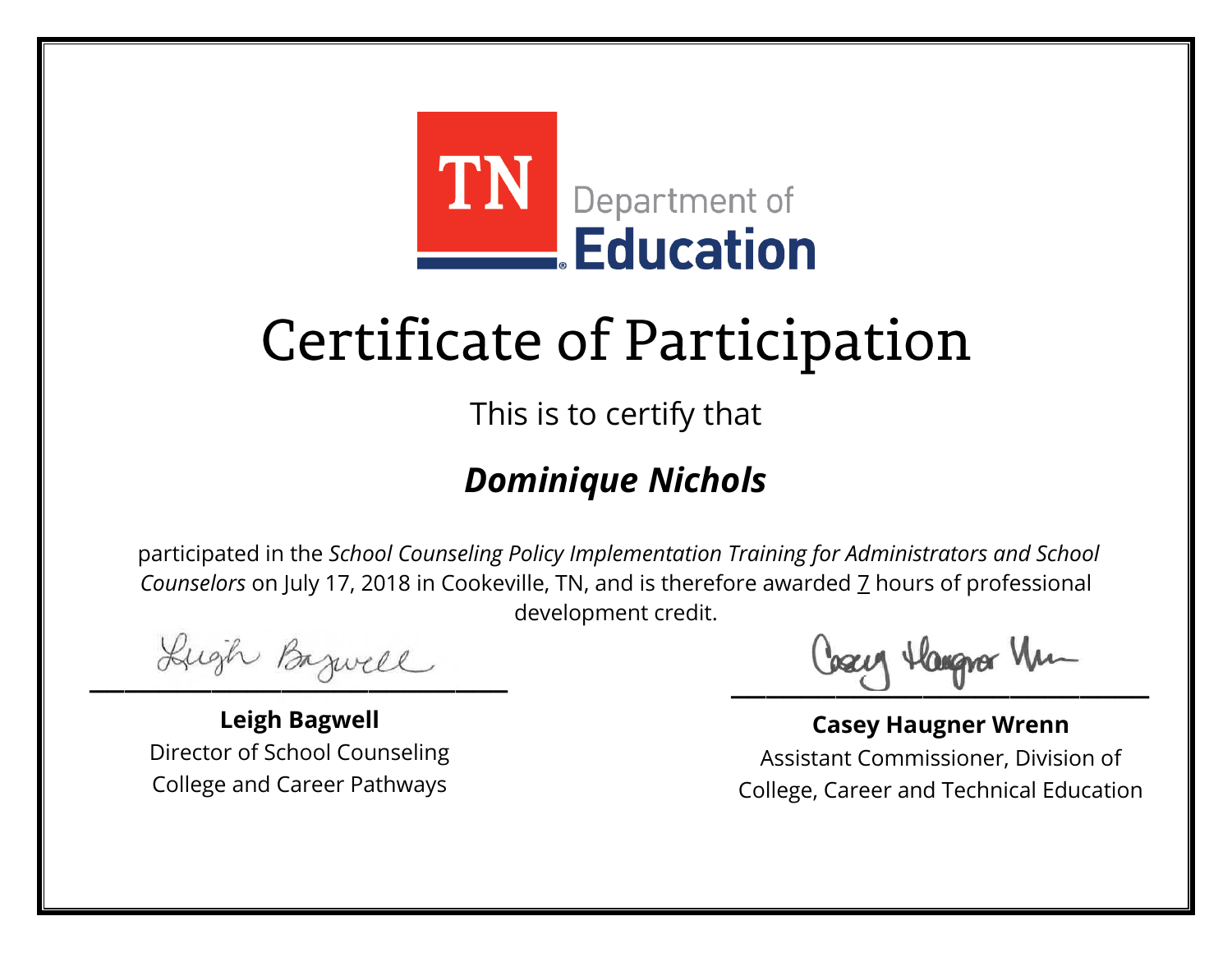TN Department of Education

# Certificate of Participation

This is to certify that

## ***Dominique Nichols***

participated in the *School Counseling Policy Implementation Training for Administrators and School Counselors* on July 17, 2018 in Cookeville, TN, and is therefore awarded 7 hours of professional development credit.

**Leigh Bagwell**
Director of School Counseling
College and Career Pathways

**Casey Haugner Wrenn**
Assistant Commissioner, Division of
College, Career and Technical Education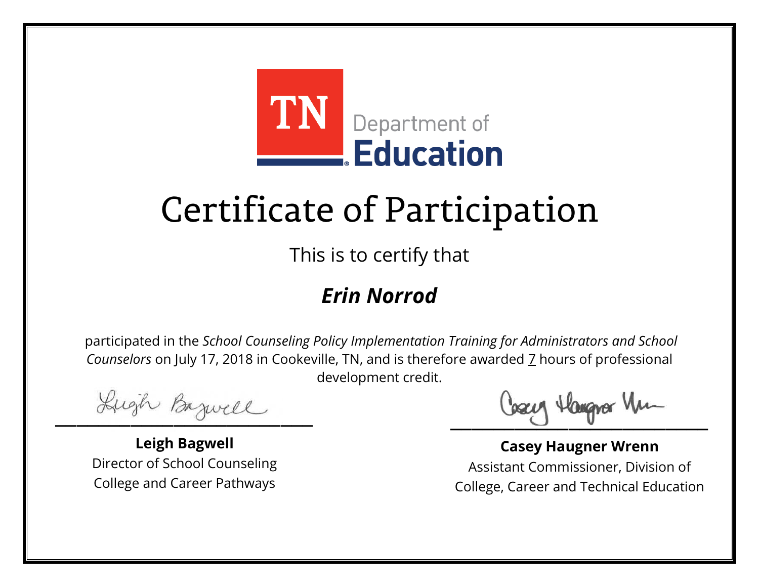TN Department of Education

# Certificate of Participation

This is to certify that

## *Erin Norrod*

participated in the *School Counseling Policy Implementation Training for Administrators and School Counselors* on July 17, 2018 in Cookeville, TN, and is therefore awarded 7 hours of professional development credit.

**Leigh Bagwell**
Director of School Counseling
College and Career Pathways

**Casey Haugner Wrenn**
Assistant Commissioner, Division of
College, Career and Technical Education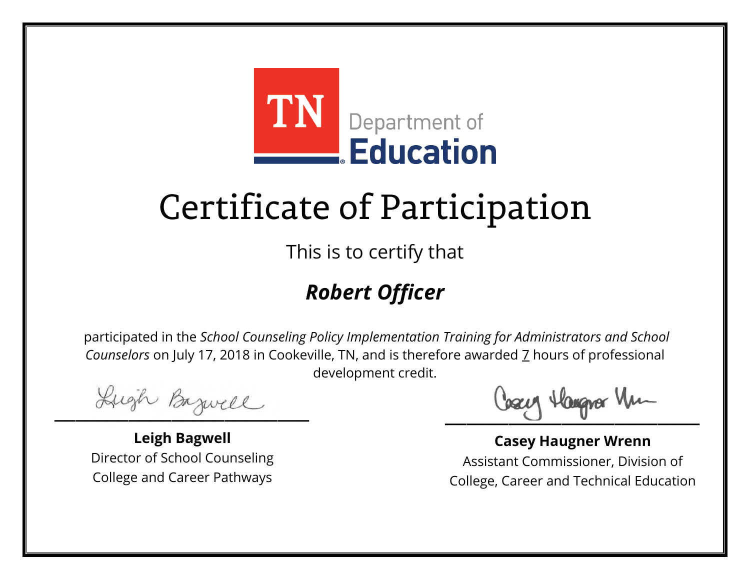TN Department of Education

# Certificate of Participation

This is to certify that

***Robert Officer***

participated in the *School Counseling Policy Implementation Training for Administrators and School Counselors* on July 17, 2018 in Cookeville, TN, and is therefore awarded 7 hours of professional development credit.

**Leigh Bagwell**
Director of School Counseling
College and Career Pathways

**Casey Haugner Wrenn**
Assistant Commissioner, Division of
College, Career and Technical Education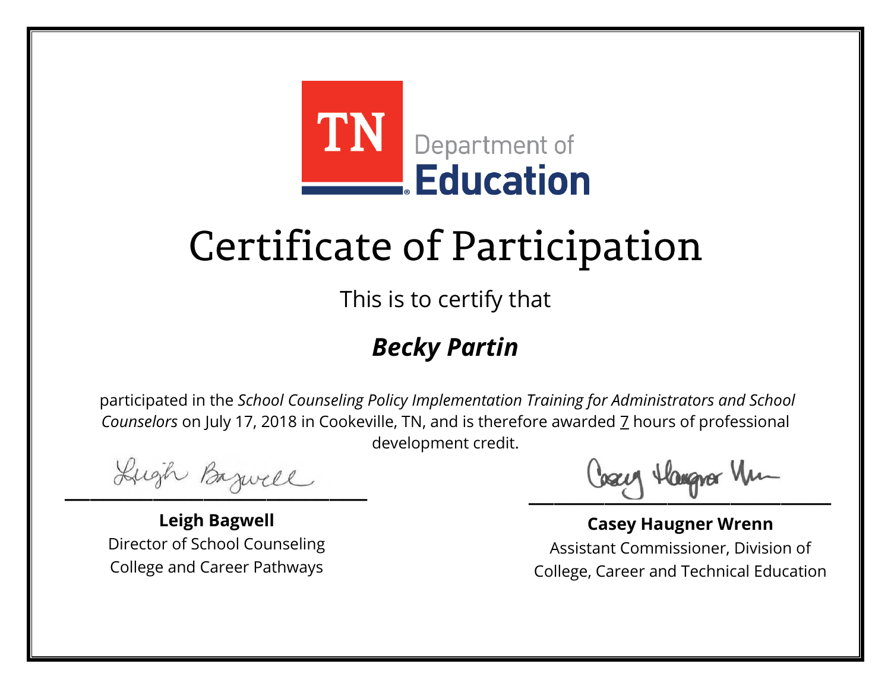TN Department of Education

# Certificate of Participation

This is to certify that

***Becky Partin***

participated in the *School Counseling Policy Implementation Training for Administrators and School Counselors* on July 17, 2018 in Cookeville, TN, and is therefore awarded 7 hours of professional development credit.

**Leigh Bagwell**
Director of School Counseling
College and Career Pathways

**Casey Haugner Wrenn**
Assistant Commissioner, Division of
College, Career and Technical Education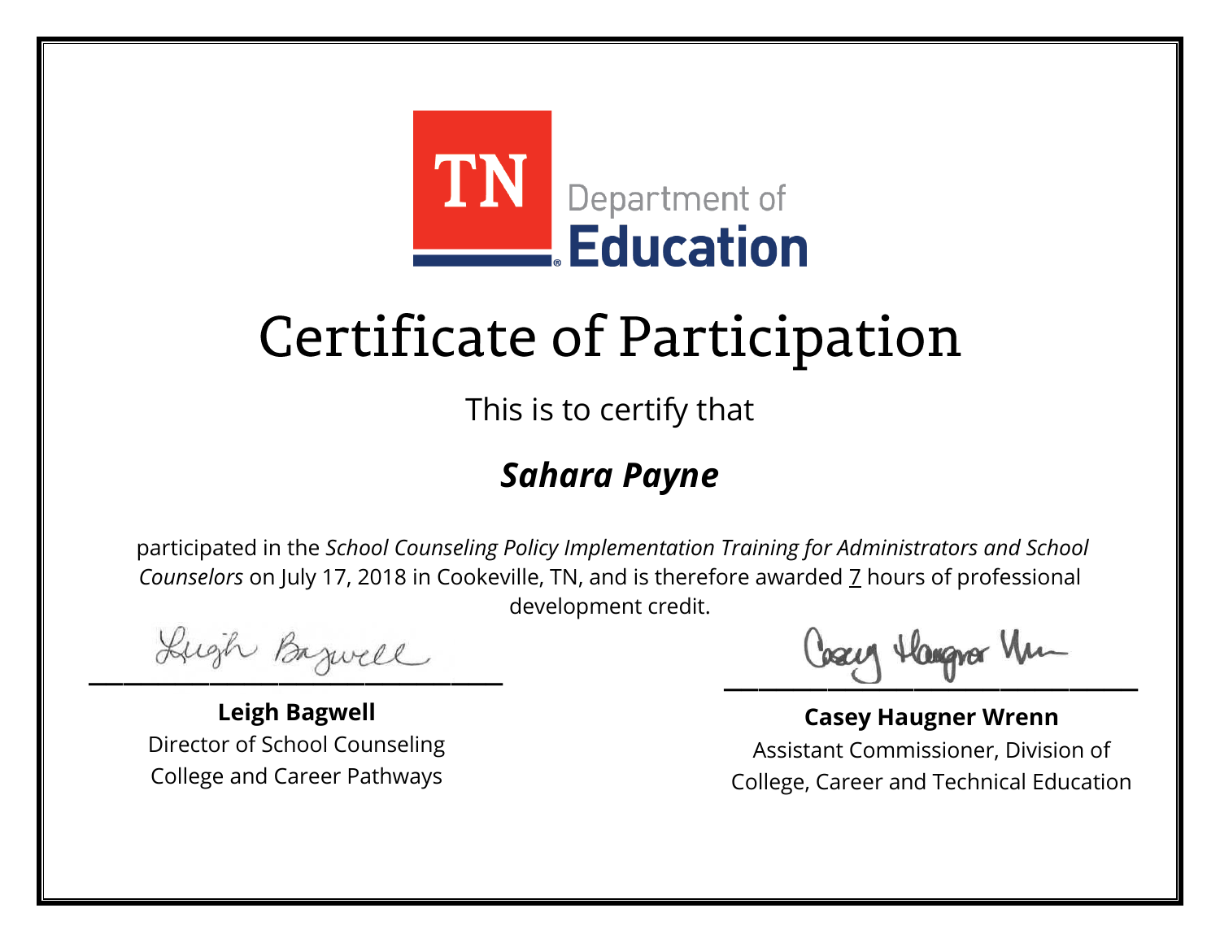TN Department of Education

# Certificate of Participation

This is to certify that

## ***Sahara Payne***

participated in the *School Counseling Policy Implementation Training for Administrators and School Counselors* on July 17, 2018 in Cookeville, TN, and is therefore awarded 7 hours of professional development credit.

**Leigh Bagwell**
Director of School Counseling
College and Career Pathways

**Casey Haugner Wrenn**
Assistant Commissioner, Division of
College, Career and Technical Education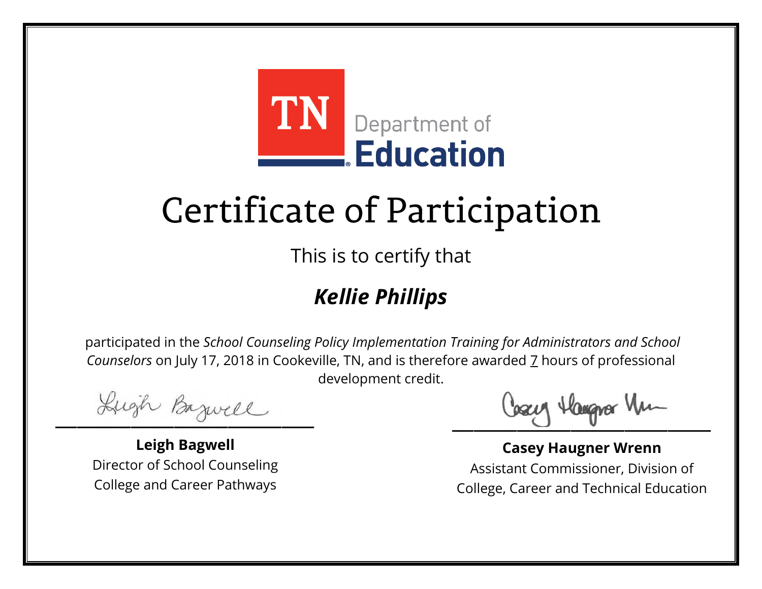TN Department of Education

# Certificate of Participation

This is to certify that

## *Kellie Phillips*

participated in the *School Counseling Policy Implementation Training for Administrators and School Counselors* on July 17, 2018 in Cookeville, TN, and is therefore awarded 7 hours of professional development credit.

**Leigh Bagwell**
Director of School Counseling
College and Career Pathways

**Casey Haugner Wrenn**
Assistant Commissioner, Division of
College, Career and Technical Education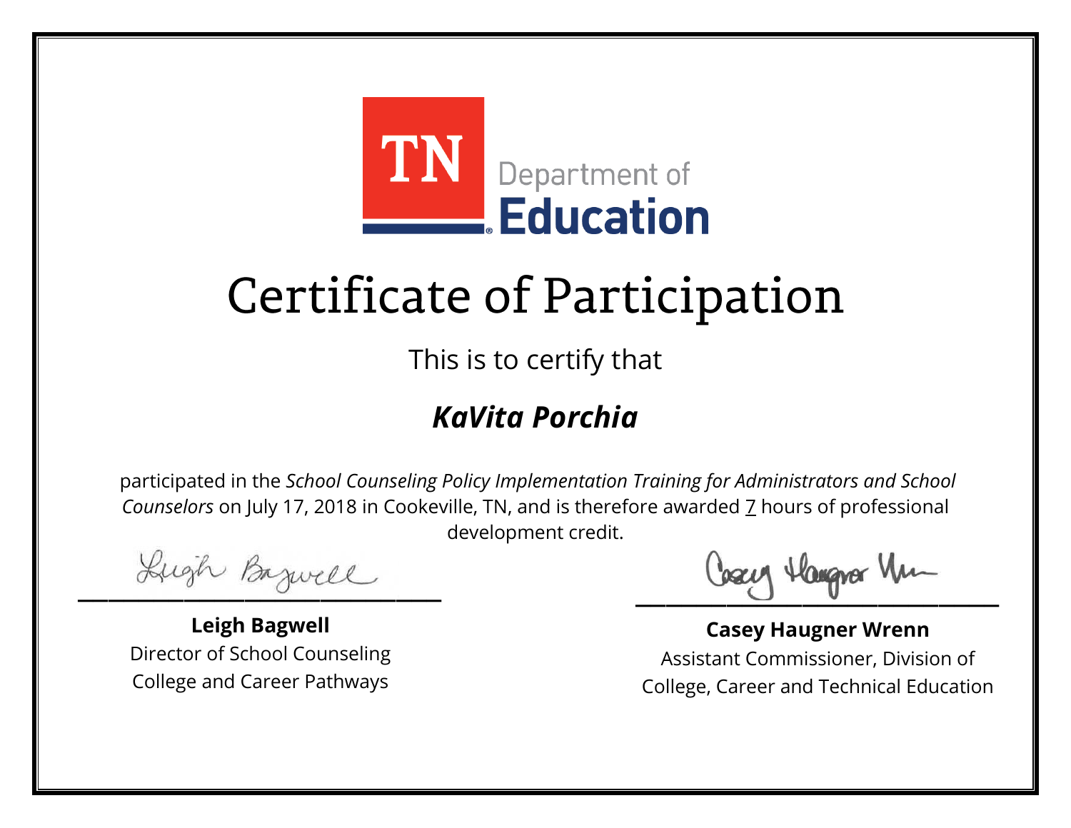TN Department of Education

# Certificate of Participation

This is to certify that

## *KaVita Porchia*

participated in the *School Counseling Policy Implementation Training for Administrators and School Counselors* on July 17, 2018 in Cookeville, TN, and is therefore awarded 7 hours of professional development credit.

**Leigh Bagwell**
Director of School Counseling
College and Career Pathways

**Casey Haugner Wrenn**
Assistant Commissioner, Division of
College, Career and Technical Education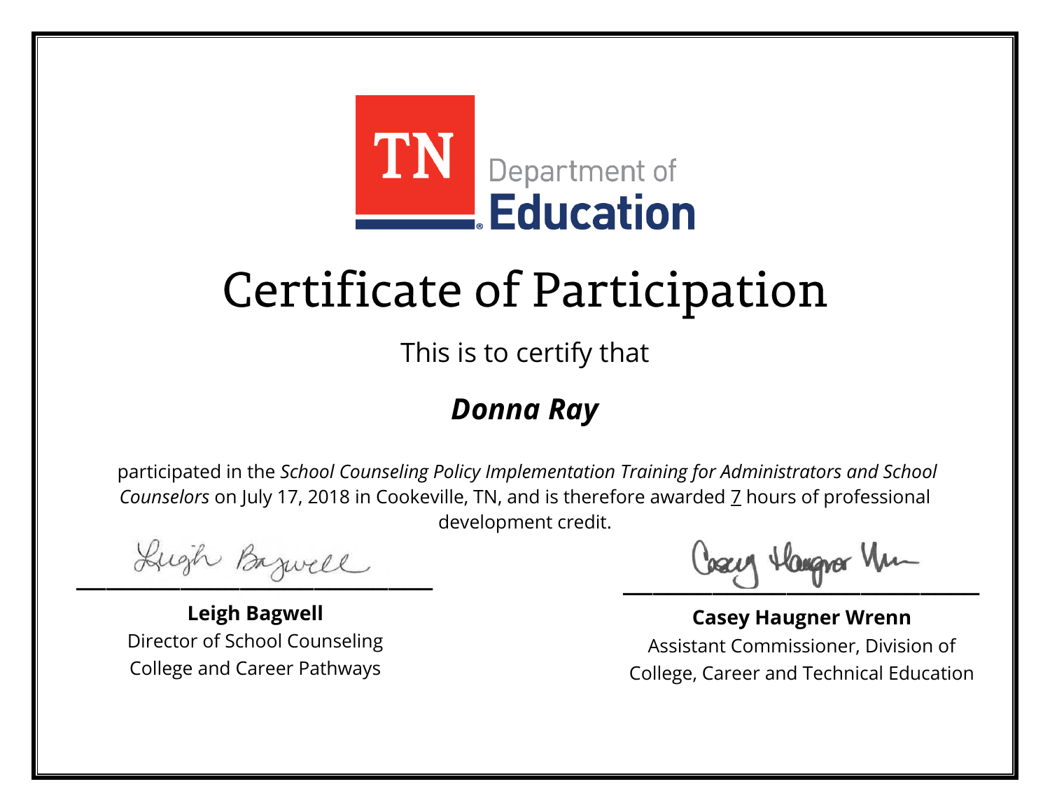TN Department of **Education**

# Certificate of Participation

This is to certify that

## ***Donna Ray***

participated in the *School Counseling Policy Implementation Training for Administrators and School Counselors* on July 17, 2018 in Cookeville, TN, and is therefore awarded 7 hours of professional development credit.

**Leigh Bagwell**
Director of School Counseling
College and Career Pathways

**Casey Haugner Wrenn**
Assistant Commissioner, Division of
College, Career and Technical Education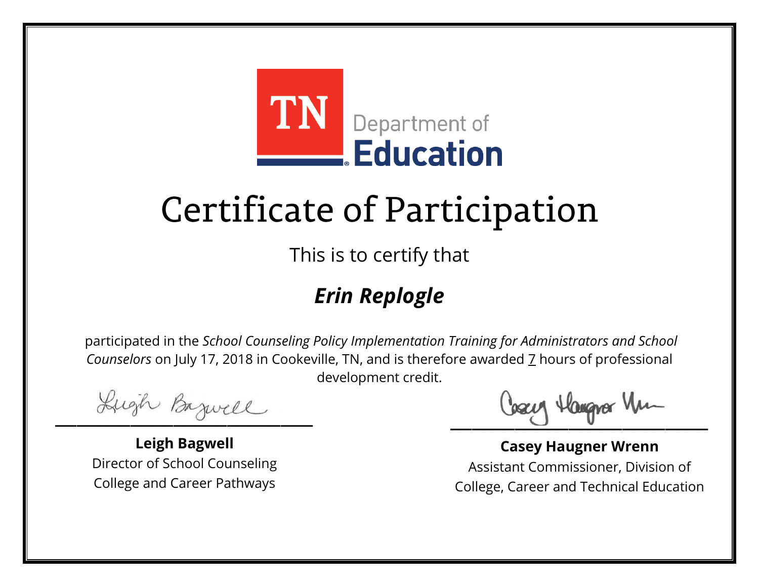TN Department of Education

# Certificate of Participation

This is to certify that

## ***Erin Replogle***

participated in the *School Counseling Policy Implementation Training for Administrators and School Counselors* on July 17, 2018 in Cookeville, TN, and is therefore awarded 7 hours of professional development credit.

**Leigh Bagwell**
Director of School Counseling
College and Career Pathways

**Casey Haugner Wrenn**
Assistant Commissioner, Division of
College, Career and Technical Education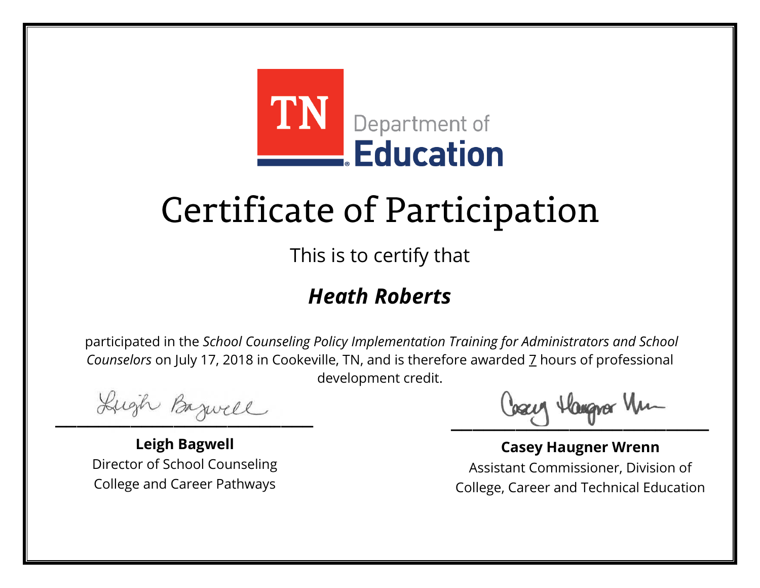TN Department of Education

# Certificate of Participation

This is to certify that

## ***Heath Roberts***

participated in the *School Counseling Policy Implementation Training for Administrators and School Counselors* on July 17, 2018 in Cookeville, TN, and is therefore awarded 7 hours of professional development credit.

**Leigh Bagwell**
Director of School Counseling
College and Career Pathways

**Casey Haugner Wrenn**
Assistant Commissioner, Division of
College, Career and Technical Education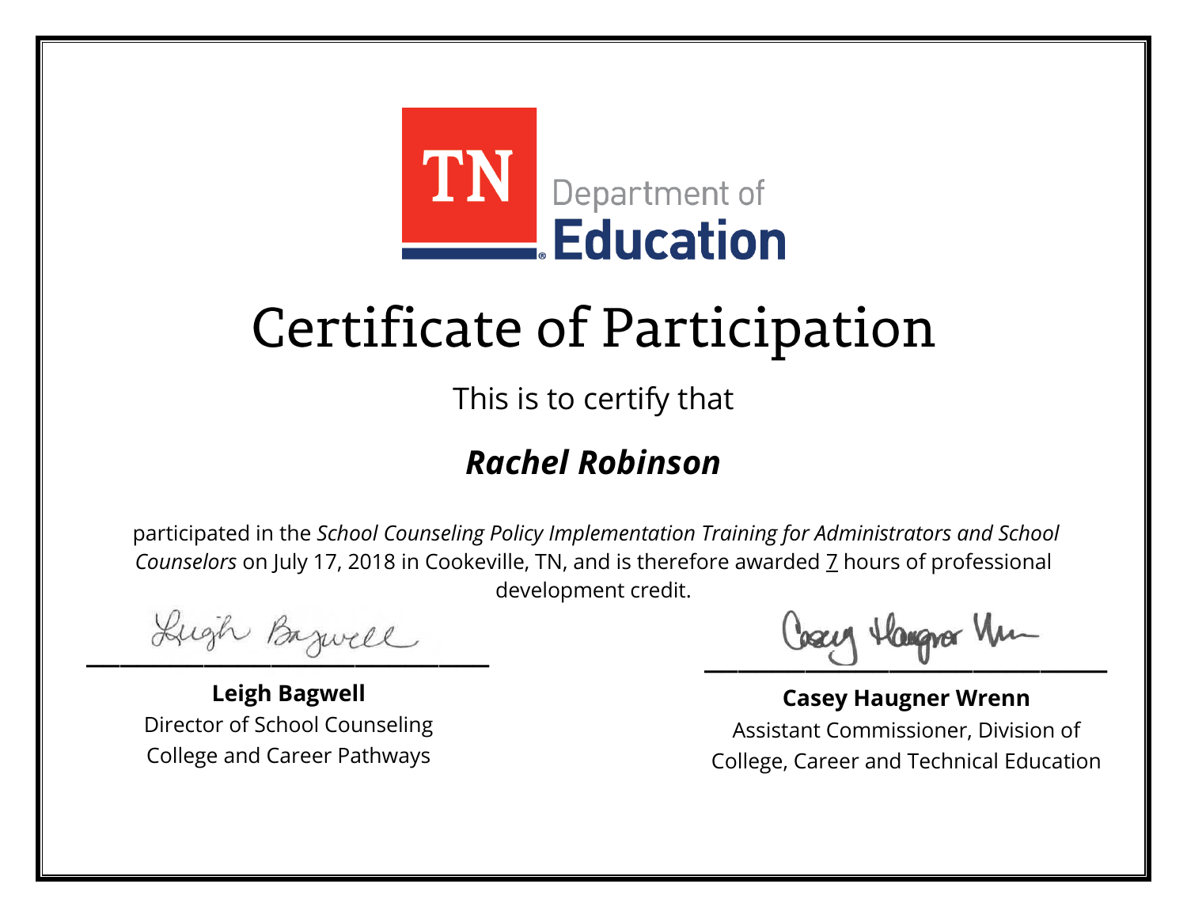TN Department of Education

# Certificate of Participation

This is to certify that

## ***Rachel Robinson***

participated in the *School Counseling Policy Implementation Training for Administrators and School Counselors* on July 17, 2018 in Cookeville, TN, and is therefore awarded 7 hours of professional development credit.

**Leigh Bagwell**
Director of School Counseling
College and Career Pathways

**Casey Haugner Wrenn**
Assistant Commissioner, Division of
College, Career and Technical Education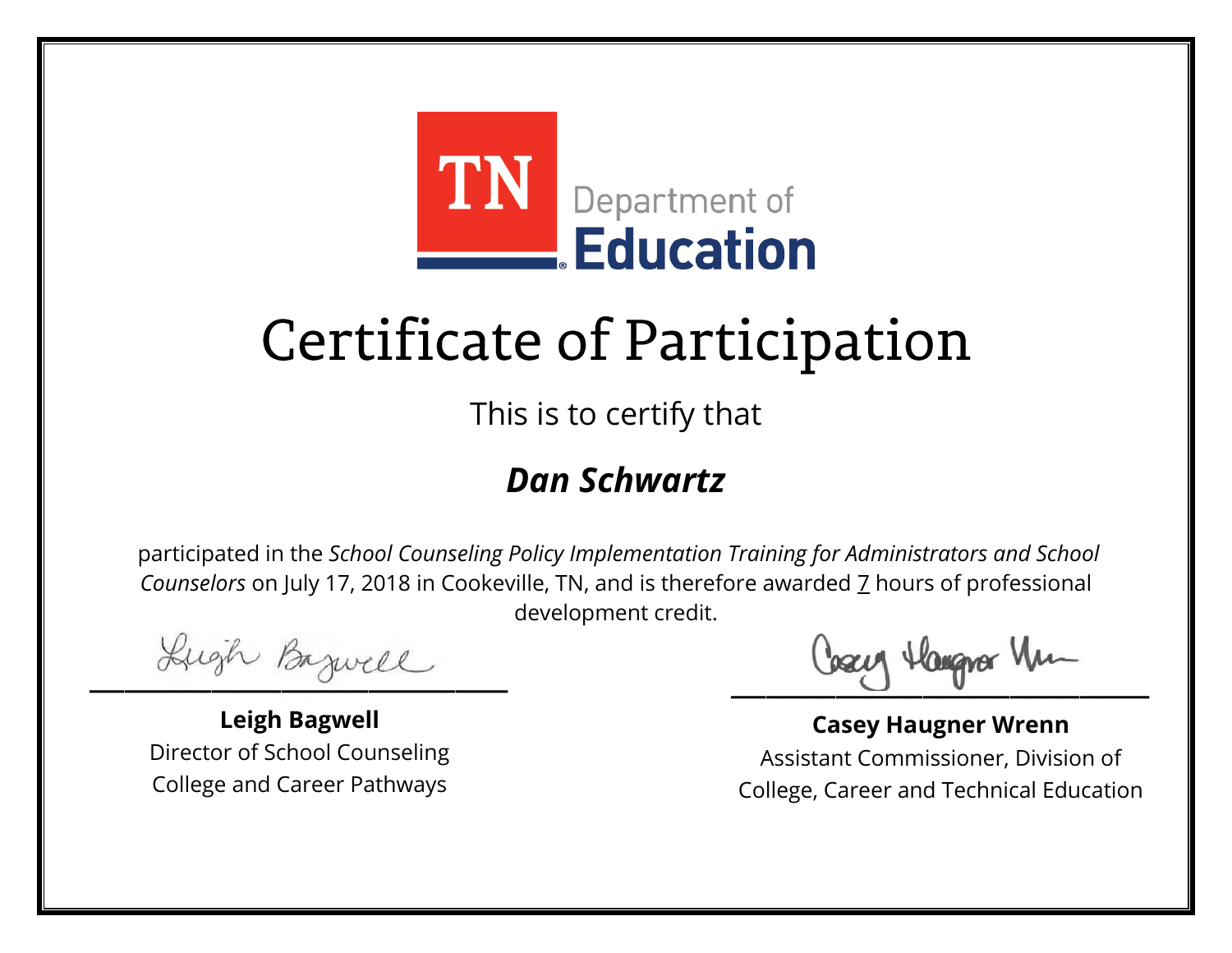TN Department of Education

# Certificate of Participation

This is to certify that

## ***Dan Schwartz***

participated in the *School Counseling Policy Implementation Training for Administrators and School Counselors* on July 17, 2018 in Cookeville, TN, and is therefore awarded 7 hours of professional development credit.

**Leigh Bagwell**
Director of School Counseling
College and Career Pathways

**Casey Haugner Wrenn**
Assistant Commissioner, Division of College, Career and Technical Education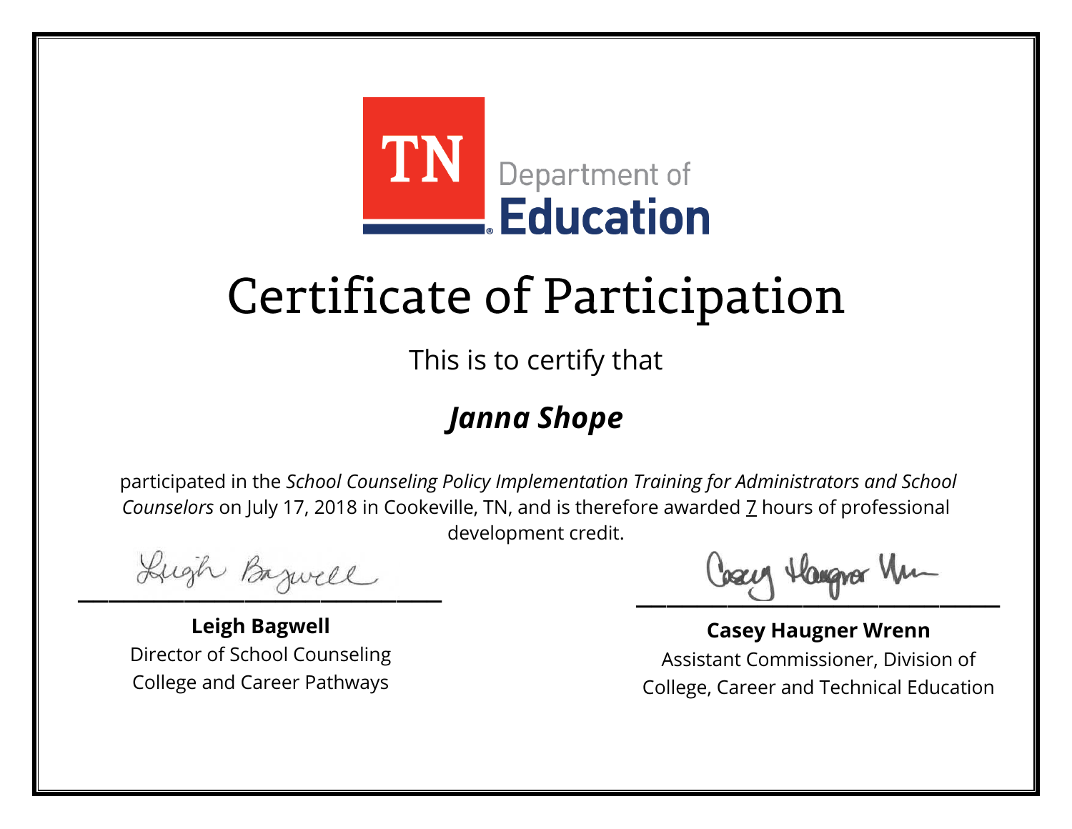TN Department of Education

# Certificate of Participation

This is to certify that

## *Janna Shope*

participated in the *School Counseling Policy Implementation Training for Administrators and School Counselors* on July 17, 2018 in Cookeville, TN, and is therefore awarded 7 hours of professional development credit.

**Leigh Bagwell**
Director of School Counseling
College and Career Pathways

**Casey Haugner Wrenn**
Assistant Commissioner, Division of College, Career and Technical Education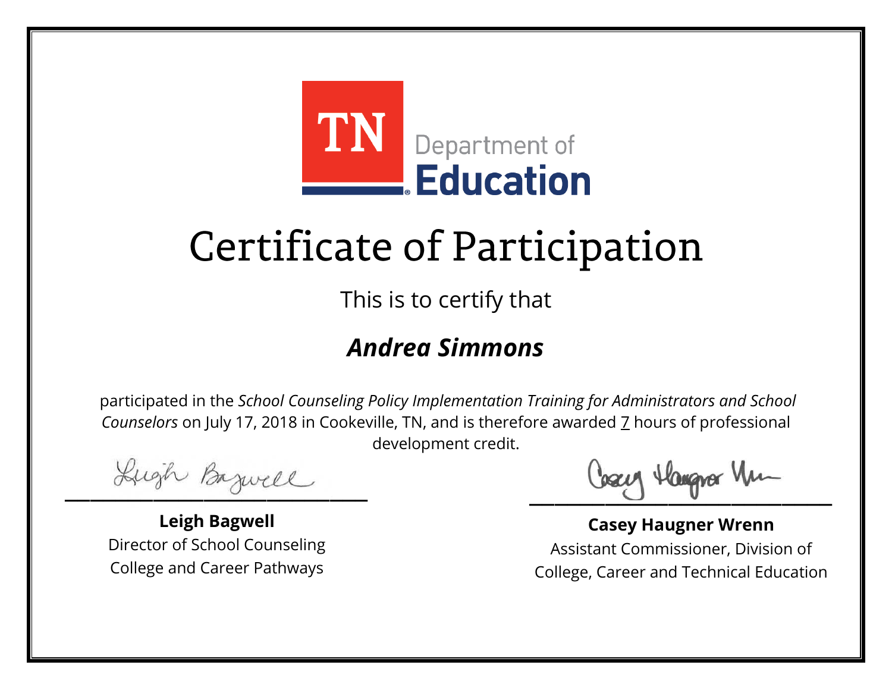TN Department of Education

# Certificate of Participation

This is to certify that

## *Andrea Simmons*

participated in the *School Counseling Policy Implementation Training for Administrators and School Counselors* on July 17, 2018 in Cookeville, TN, and is therefore awarded 7 hours of professional development credit.

**Leigh Bagwell**
Director of School Counseling
College and Career Pathways

**Casey Haugner Wrenn**
Assistant Commissioner, Division of College, Career and Technical Education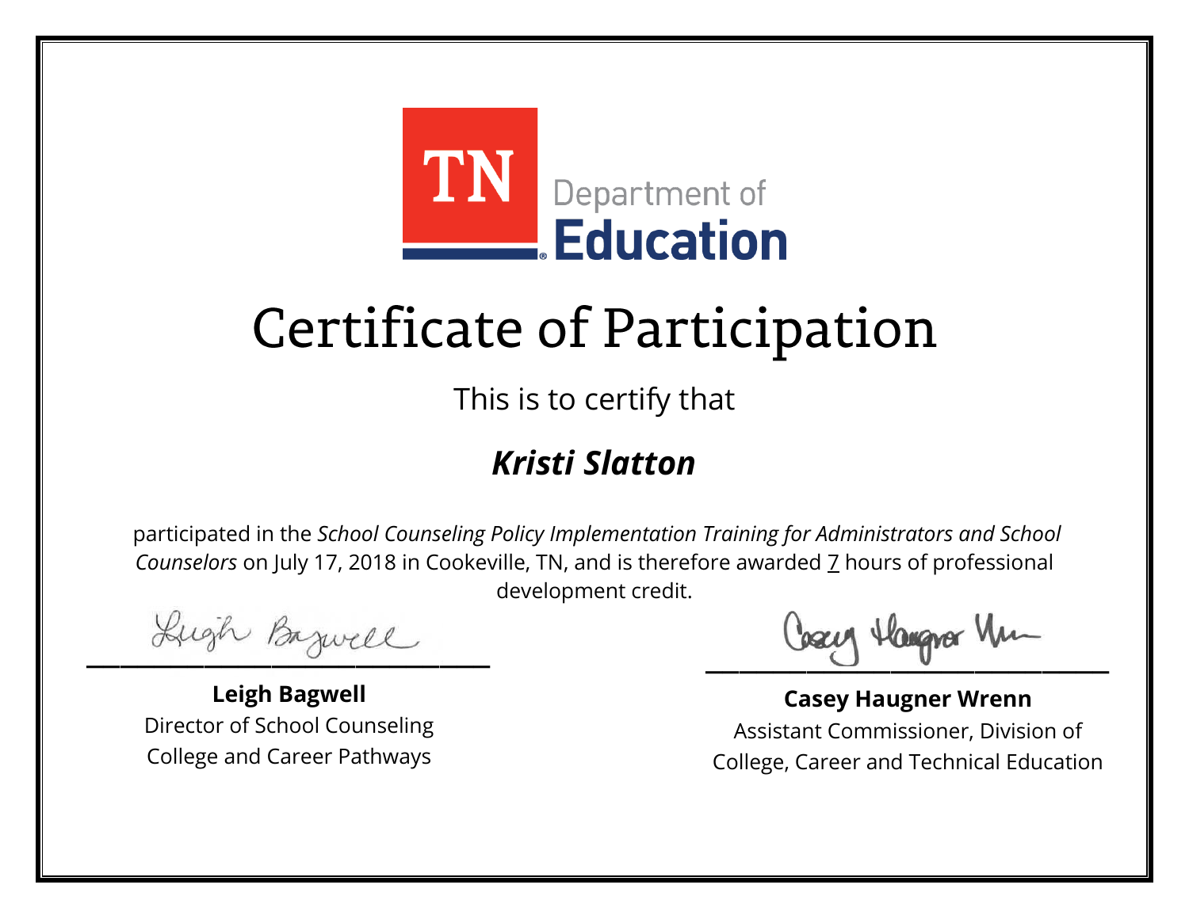TN Department of Education

# Certificate of Participation

This is to certify that

## *Kristi Slatton*

participated in the *School Counseling Policy Implementation Training for Administrators and School Counselors* on July 17, 2018 in Cookeville, TN, and is therefore awarded 7 hours of professional development credit.

**Leigh Bagwell**
Director of School Counseling
College and Career Pathways

**Casey Haugner Wrenn**
Assistant Commissioner, Division of
College, Career and Technical Education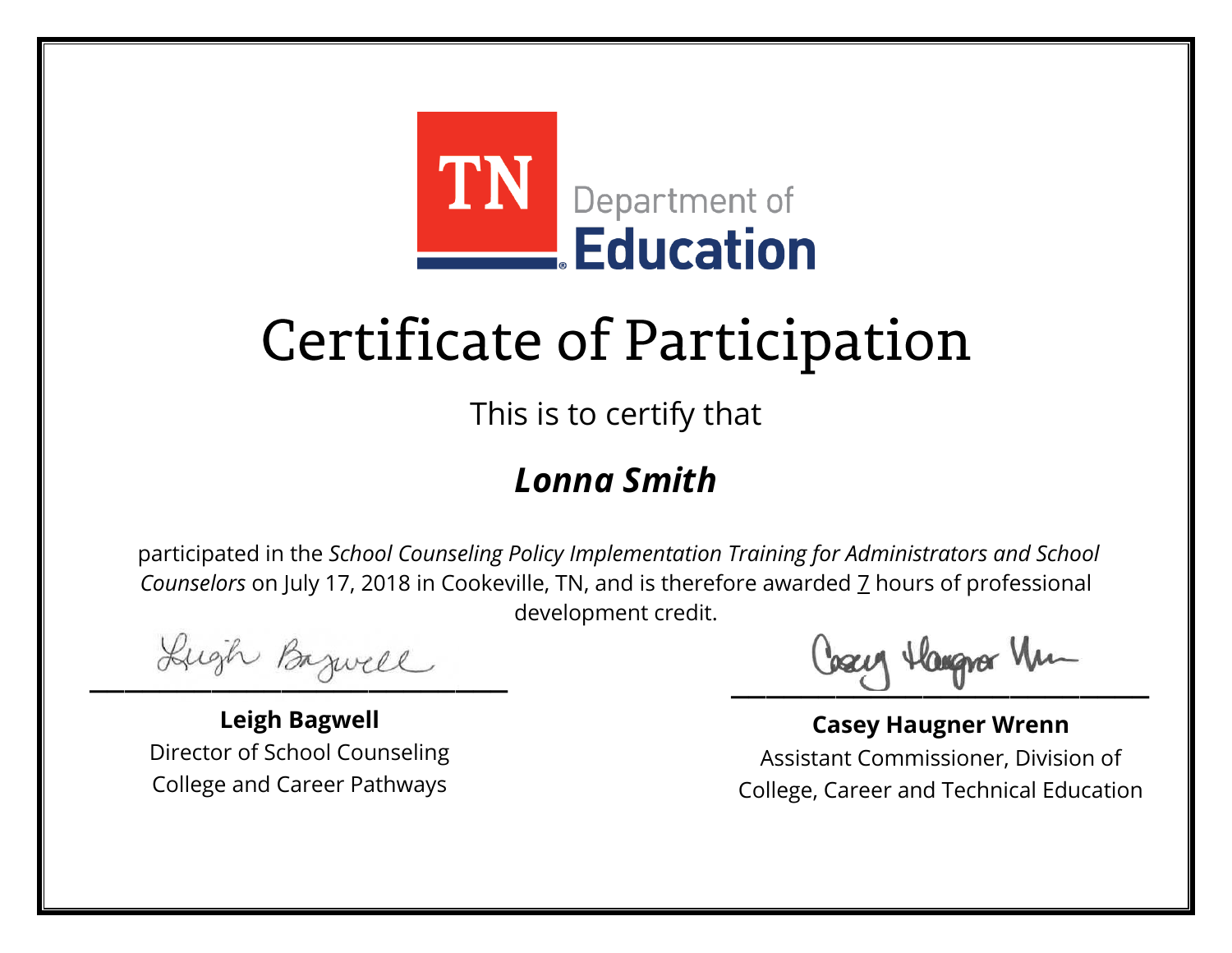TN Department of **Education**

# Certificate of Participation

This is to certify that

## ***Lonna Smith***

participated in the *School Counseling Policy Implementation Training for Administrators and School Counselors* on July 17, 2018 in Cookeville, TN, and is therefore awarded 7 hours of professional development credit.

**Leigh Bagwell**
Director of School Counseling
College and Career Pathways

**Casey Haugner Wrenn**
Assistant Commissioner, Division of
College, Career and Technical Education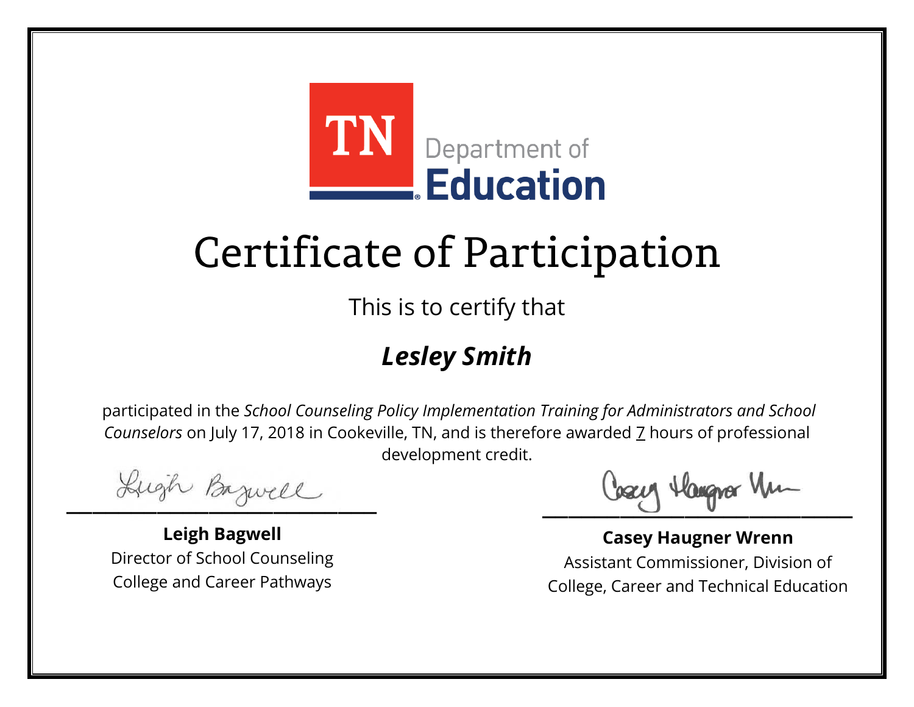TN Department of Education

# Certificate of Participation

This is to certify that

***Lesley Smith***

participated in the *School Counseling Policy Implementation Training for Administrators and School Counselors* on July 17, 2018 in Cookeville, TN, and is therefore awarded 7 hours of professional development credit.

**Leigh Bagwell**
Director of School Counseling
College and Career Pathways

**Casey Haugner Wrenn**
Assistant Commissioner, Division of
College, Career and Technical Education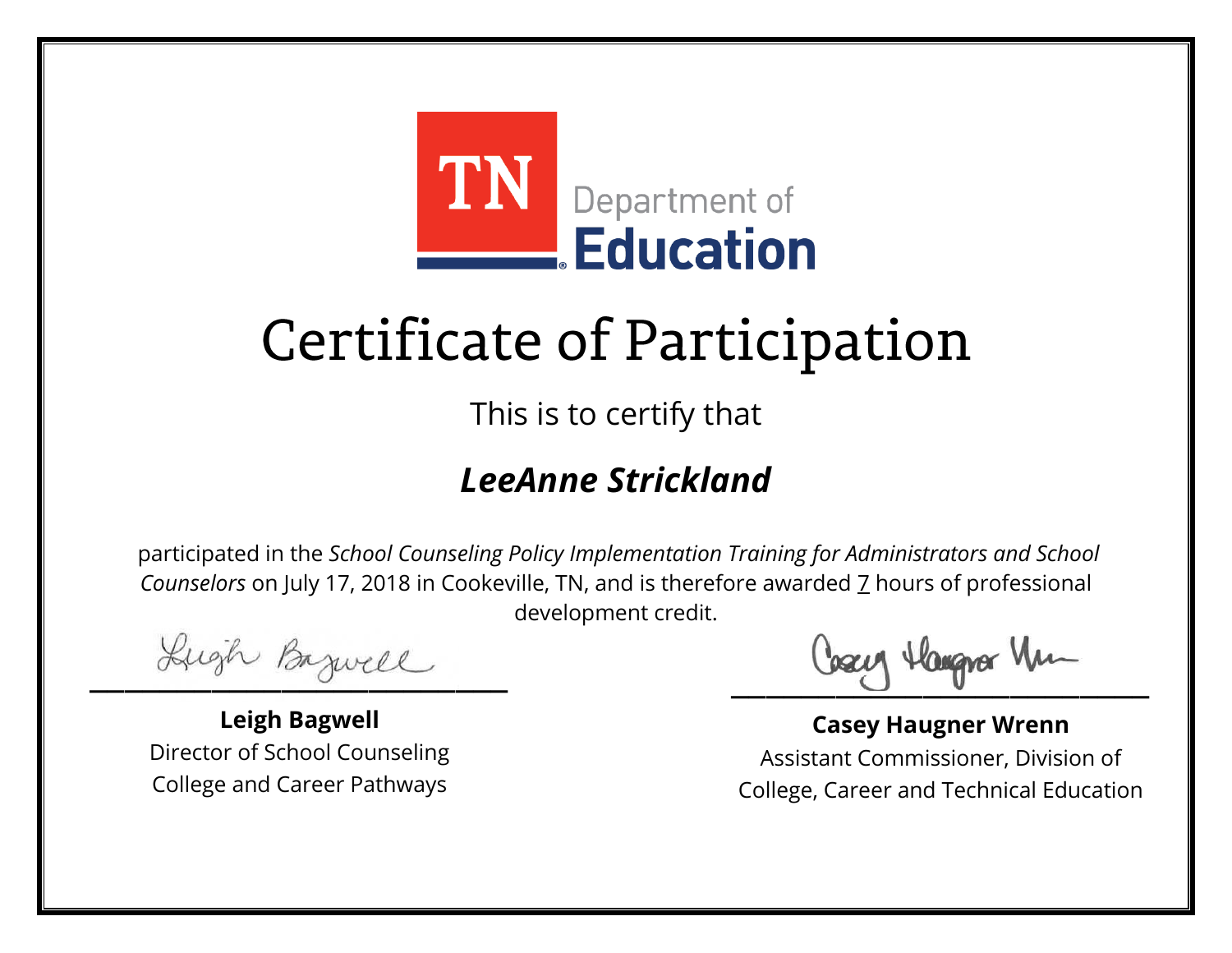TN Department of Education

# Certificate of Participation

This is to certify that

## *LeeAnne Strickland*

participated in the *School Counseling Policy Implementation Training for Administrators and School Counselors* on July 17, 2018 in Cookeville, TN, and is therefore awarded 7 hours of professional development credit.

**Leigh Bagwell**
Director of School Counseling
College and Career Pathways

**Casey Haugner Wrenn**
Assistant Commissioner, Division of
College, Career and Technical Education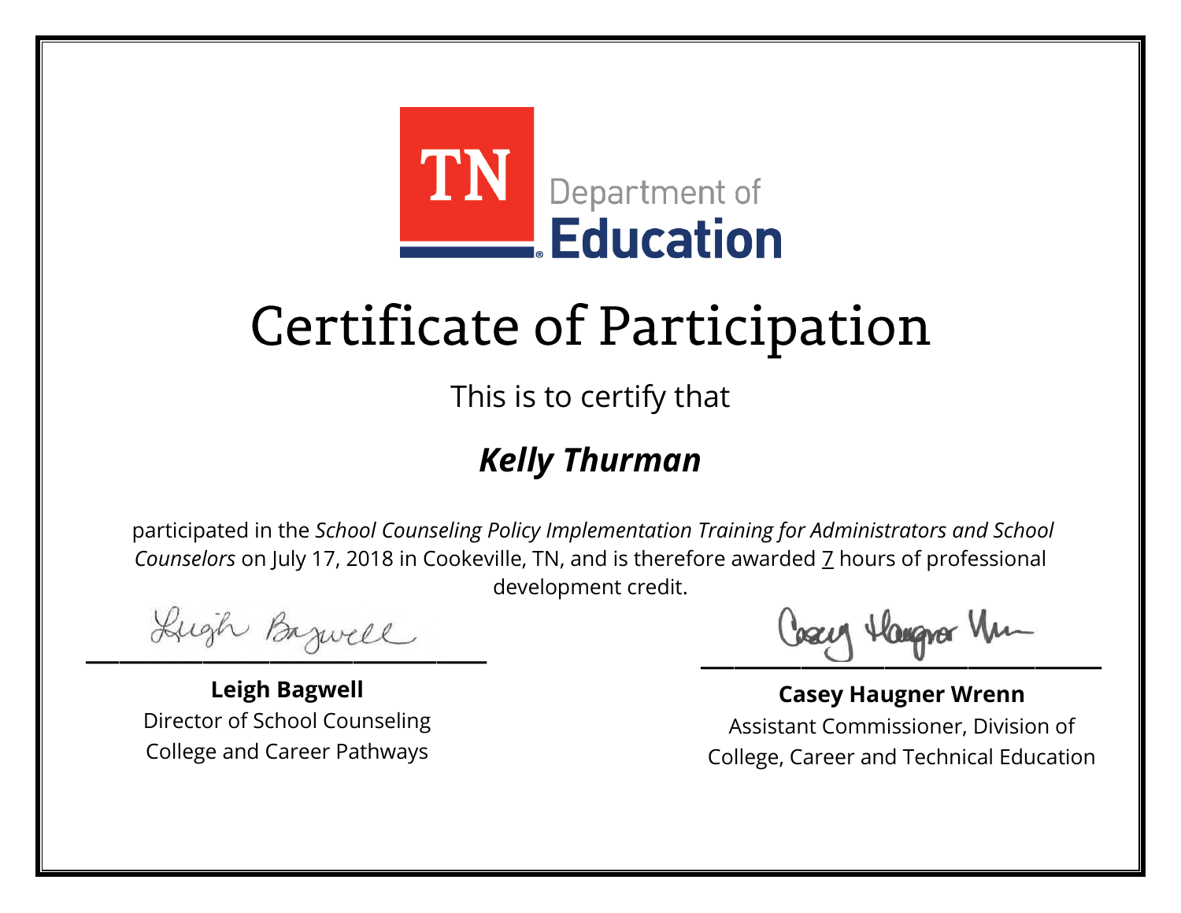TN Department of Education

# Certificate of Participation

This is to certify that

## *Kelly Thurman*

participated in the *School Counseling Policy Implementation Training for Administrators and School Counselors* on July 17, 2018 in Cookeville, TN, and is therefore awarded 7 hours of professional development credit.

**Leigh Bagwell**
Director of School Counseling
College and Career Pathways

**Casey Haugner Wrenn**
Assistant Commissioner, Division of
College, Career and Technical Education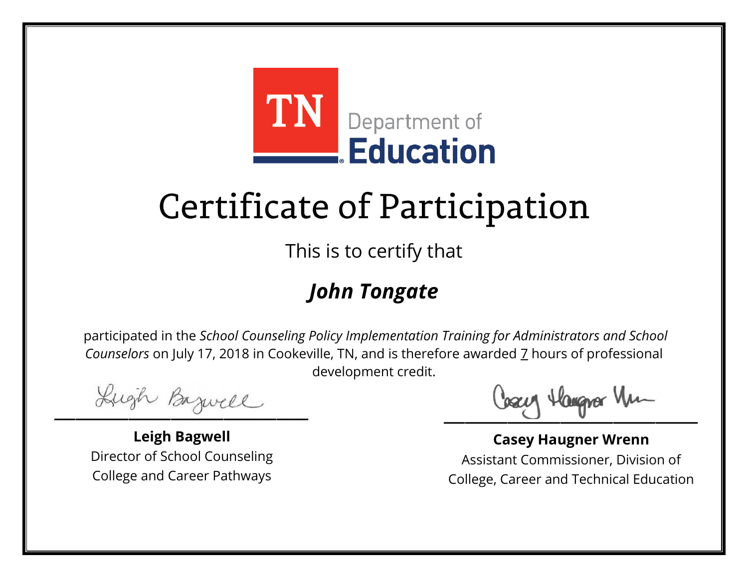TN Department of **Education**

# Certificate of Participation

This is to certify that

## ***John Tongate***

participated in the *School Counseling Policy Implementation Training for Administrators and School Counselors* on July 17, 2018 in Cookeville, TN, and is therefore awarded 7 hours of professional development credit.

**Leigh Bagwell**
Director of School Counseling
College and Career Pathways

**Casey Haugner Wrenn**
Assistant Commissioner, Division of
College, Career and Technical Education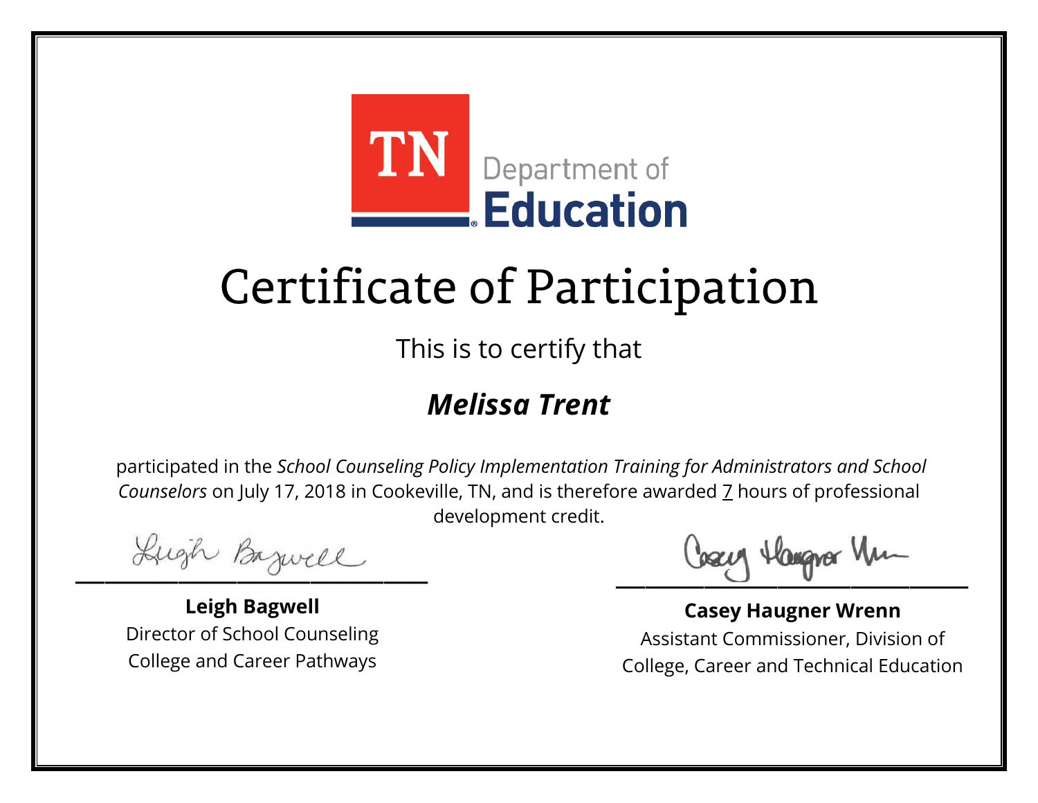TN Department of Education

# Certificate of Participation

This is to certify that

## *Melissa Trent*

participated in the *School Counseling Policy Implementation Training for Administrators and School Counselors* on July 17, 2018 in Cookeville, TN, and is therefore awarded 7 hours of professional development credit.

**Leigh Bagwell**
Director of School Counseling
College and Career Pathways

**Casey Haugner Wrenn**
Assistant Commissioner, Division of College, Career and Technical Education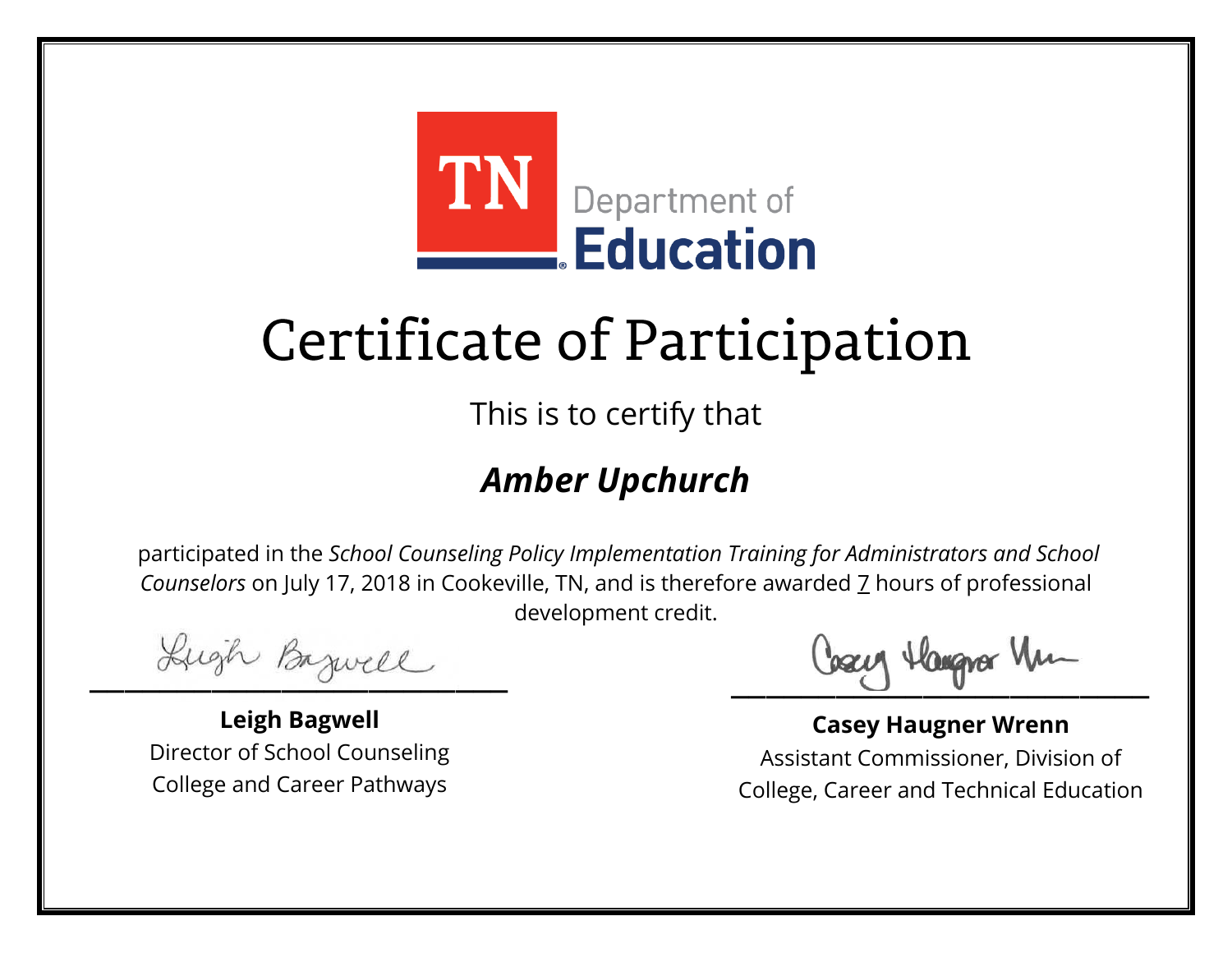TN Department of **Education**

# Certificate of Participation

This is to certify that

## ***Amber Upchurch***

participated in the *School Counseling Policy Implementation Training for Administrators and School Counselors* on July 17, 2018 in Cookeville, TN, and is therefore awarded 7 hours of professional development credit.

**Leigh Bagwell**
Director of School Counseling
College and Career Pathways

**Casey Haugner Wrenn**
Assistant Commissioner, Division of
College, Career and Technical Education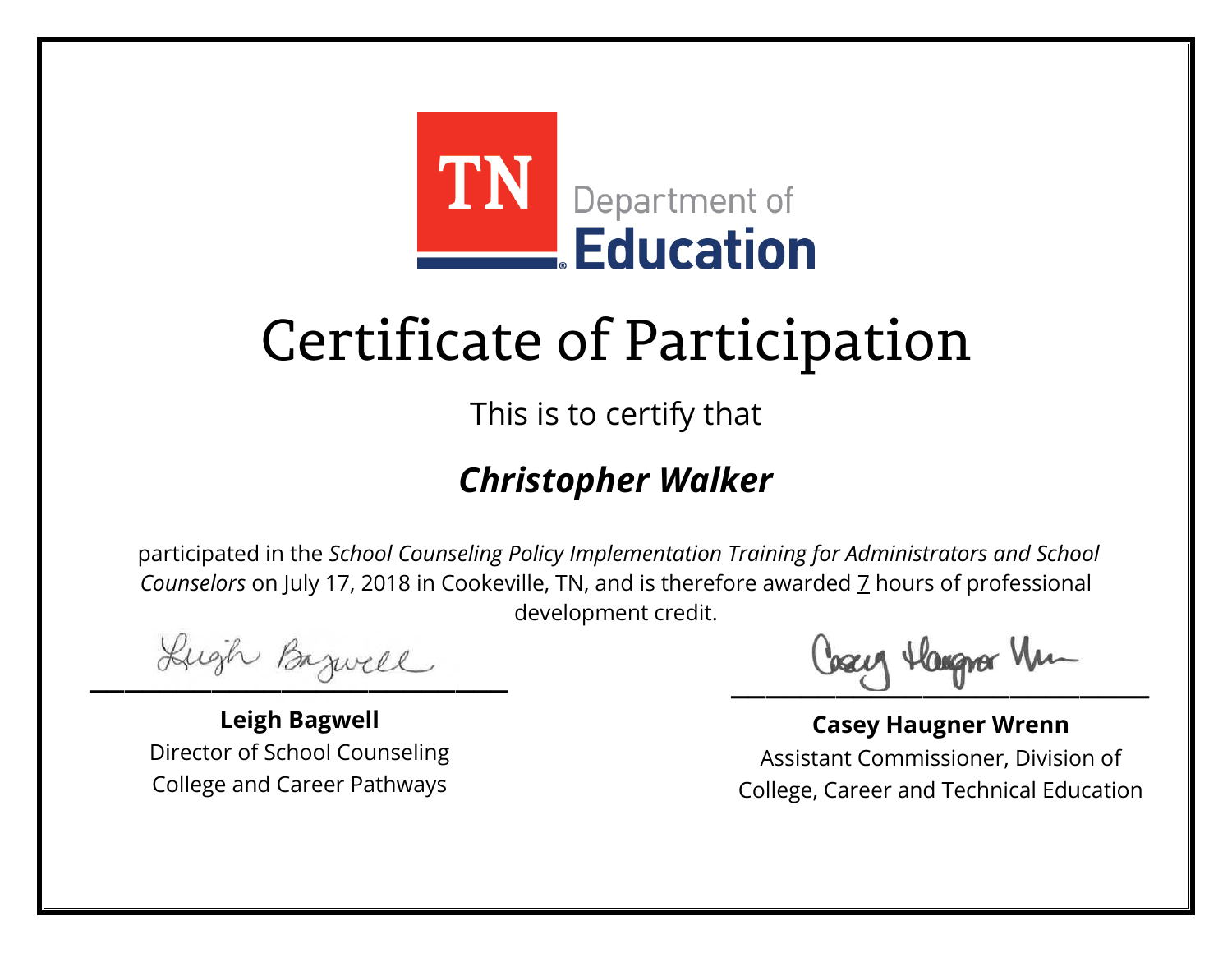TN Department of **Education**

# Certificate of Participation

This is to certify that

## ***Christopher Walker***

participated in the *School Counseling Policy Implementation Training for Administrators and School Counselors* on July 17, 2018 in Cookeville, TN, and is therefore awarded 7 hours of professional development credit.

**Leigh Bagwell**
Director of School Counseling
College and Career Pathways

**Casey Haugner Wrenn**
Assistant Commissioner, Division of
College, Career and Technical Education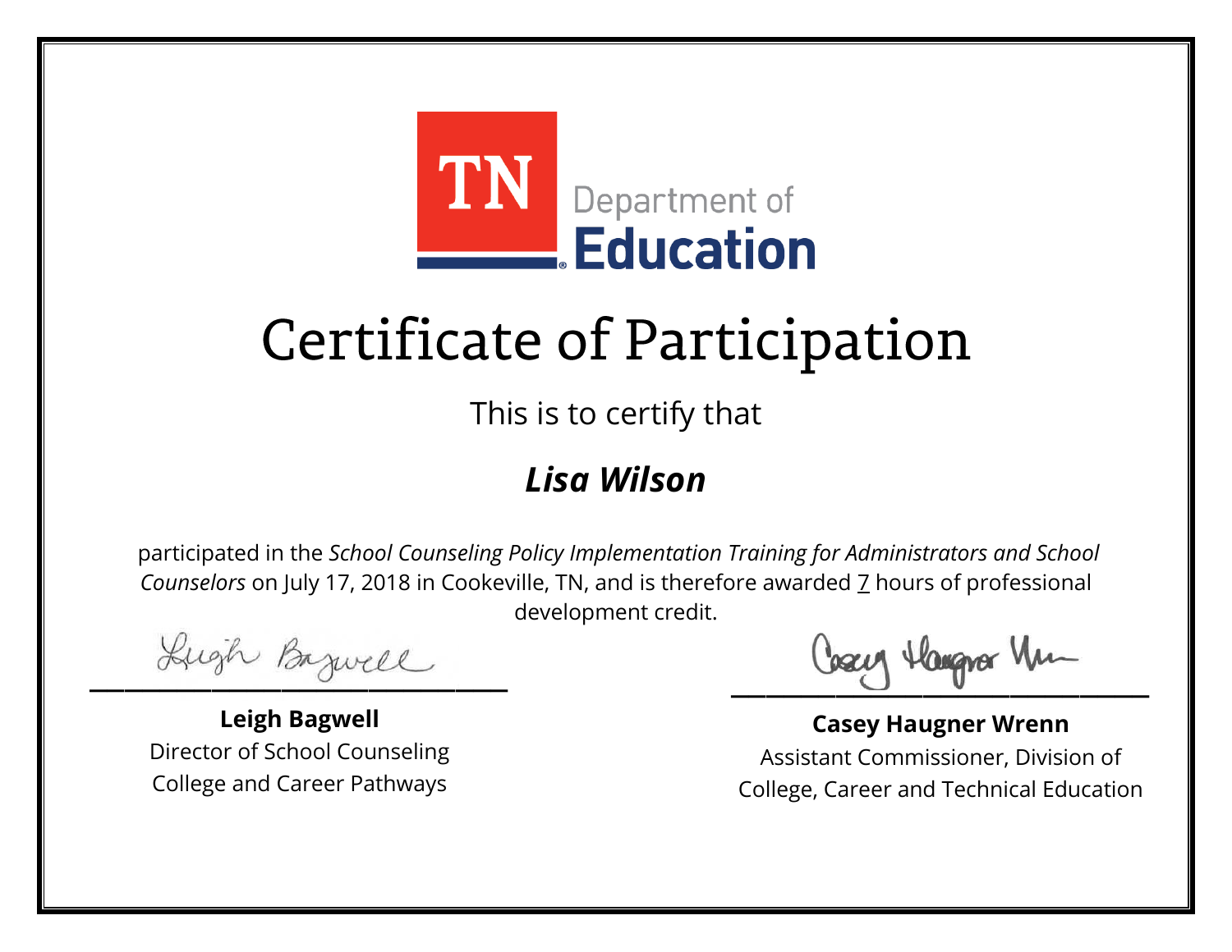TN Department of Education

# Certificate of Participation

This is to certify that

***Lisa Wilson***

participated in the *School Counseling Policy Implementation Training for Administrators and School Counselors* on July 17, 2018 in Cookeville, TN, and is therefore awarded 7 hours of professional development credit.

**Leigh Bagwell**
Director of School Counseling
College and Career Pathways

**Casey Haugner Wrenn**
Assistant Commissioner, Division of College, Career and Technical Education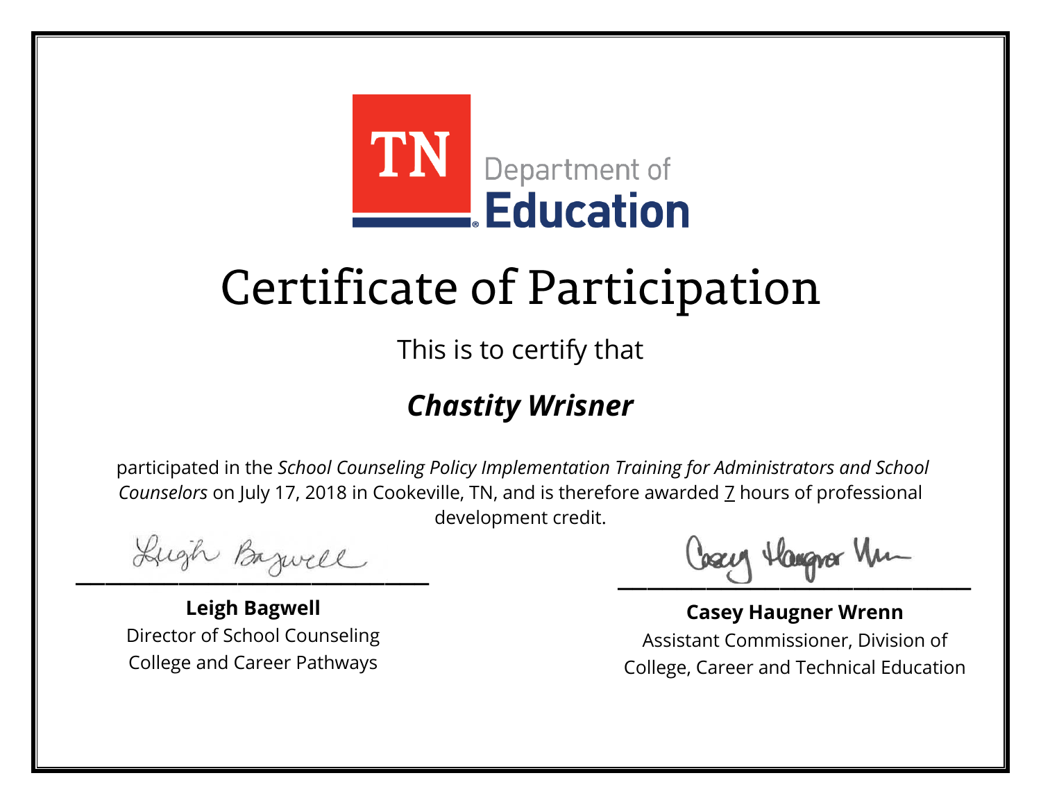TN Department of Education

# Certificate of Participation

This is to certify that

***Chastity Wrisner***

participated in the *School Counseling Policy Implementation Training for Administrators and School Counselors* on July 17, 2018 in Cookeville, TN, and is therefore awarded 7 hours of professional development credit.

**Leigh Bagwell**
Director of School Counseling
College and Career Pathways

**Casey Haugner Wrenn**
Assistant Commissioner, Division of
College, Career and Technical Education